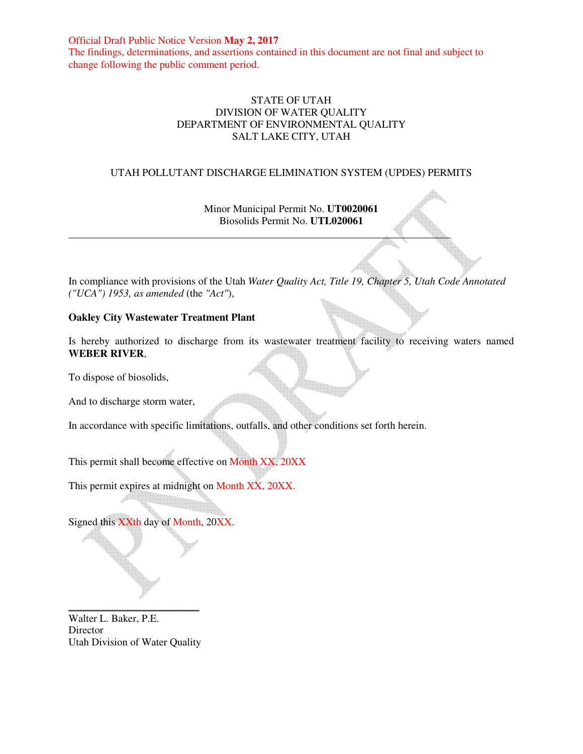Official Draft Public Notice Version **May 2, 2017**
The findings, determinations, and assertions contained in this document are not final and subject to change following the public comment period.

STATE OF UTAH
DIVISION OF WATER QUALITY
DEPARTMENT OF ENVIRONMENTAL QUALITY
SALT LAKE CITY, UTAH

UTAH POLLUTANT DISCHARGE ELIMINATION SYSTEM (UPDES) PERMITS

Minor Municipal Permit No. **UT0020061**
Biosolids Permit No. **UTL020061**

---

In compliance with provisions of the Utah *Water Quality Act, Title 19, Chapter 5, Utah Code Annotated ("UCA") 1953, as amended* (the *"Act"*),

**Oakley City Wastewater Treatment Plant**

Is hereby authorized to discharge from its wastewater treatment facility to receiving waters named **WEBER RIVER**,

To dispose of biosolids,

And to discharge storm water,

In accordance with specific limitations, outfalls, and other conditions set forth herein.

This permit shall become effective on Month XX, 20XX

This permit expires at midnight on Month XX, 20XX.

Signed this XXth day of Month, 20XX.

\_\_\_\_\_\_\_\_\_\_\_\_\_\_\_\_\_\_\_\_\_\_\_\_
Walter L. Baker, P.E.
Director
Utah Division of Water Quality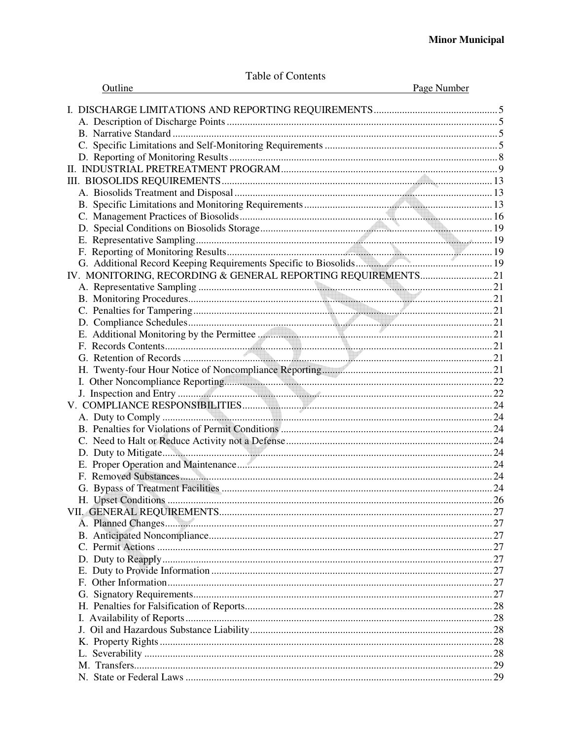Table of Contents

| Outline | Page Number |
|---|---|
| I. DISCHARGE LIMITATIONS AND REPORTING REQUIREMENTS | 5 |
| A. Description of Discharge Points | 5 |
| B. Narrative Standard | 5 |
| C. Specific Limitations and Self-Monitoring Requirements | 5 |
| D. Reporting of Monitoring Results | 8 |
| II. INDUSTRIAL PRETREATMENT PROGRAM | 9 |
| III. BIOSOLIDS REQUIREMENTS | 13 |
| A. Biosolids Treatment and Disposal | 13 |
| B. Specific Limitations and Monitoring Requirements | 13 |
| C. Management Practices of Biosolids | 16 |
| D. Special Conditions on Biosolids Storage | 19 |
| E. Representative Sampling | 19 |
| F. Reporting of Monitoring Results | 19 |
| G. Additional Record Keeping Requirements Specific to Biosolids | 19 |
| IV. MONITORING, RECORDING & GENERAL REPORTING REQUIREMENTS | 21 |
| A. Representative Sampling | 21 |
| B. Monitoring Procedures | 21 |
| C. Penalties for Tampering | 21 |
| D. Compliance Schedules | 21 |
| E. Additional Monitoring by the Permittee | 21 |
| F. Records Contents | 21 |
| G. Retention of Records | 21 |
| H. Twenty-four Hour Notice of Noncompliance Reporting | 21 |
| I. Other Noncompliance Reporting | 22 |
| J. Inspection and Entry | 22 |
| V. COMPLIANCE RESPONSIBILITIES | 24 |
| A. Duty to Comply | 24 |
| B. Penalties for Violations of Permit Conditions | 24 |
| C. Need to Halt or Reduce Activity not a Defense | 24 |
| D. Duty to Mitigate | 24 |
| E. Proper Operation and Maintenance | 24 |
| F. Removed Substances | 24 |
| G. Bypass of Treatment Facilities | 24 |
| H. Upset Conditions | 26 |
| VII. GENERAL REQUIREMENTS | 27 |
| A. Planned Changes | 27 |
| B. Anticipated Noncompliance | 27 |
| C. Permit Actions | 27 |
| D. Duty to Reapply | 27 |
| E. Duty to Provide Information | 27 |
| F. Other Information | 27 |
| G. Signatory Requirements | 27 |
| H. Penalties for Falsification of Reports | 28 |
| I. Availability of Reports | 28 |
| J. Oil and Hazardous Substance Liability | 28 |
| K. Property Rights | 28 |
| L. Severability | 28 |
| M. Transfers | 29 |
| N. State or Federal Laws | 29 |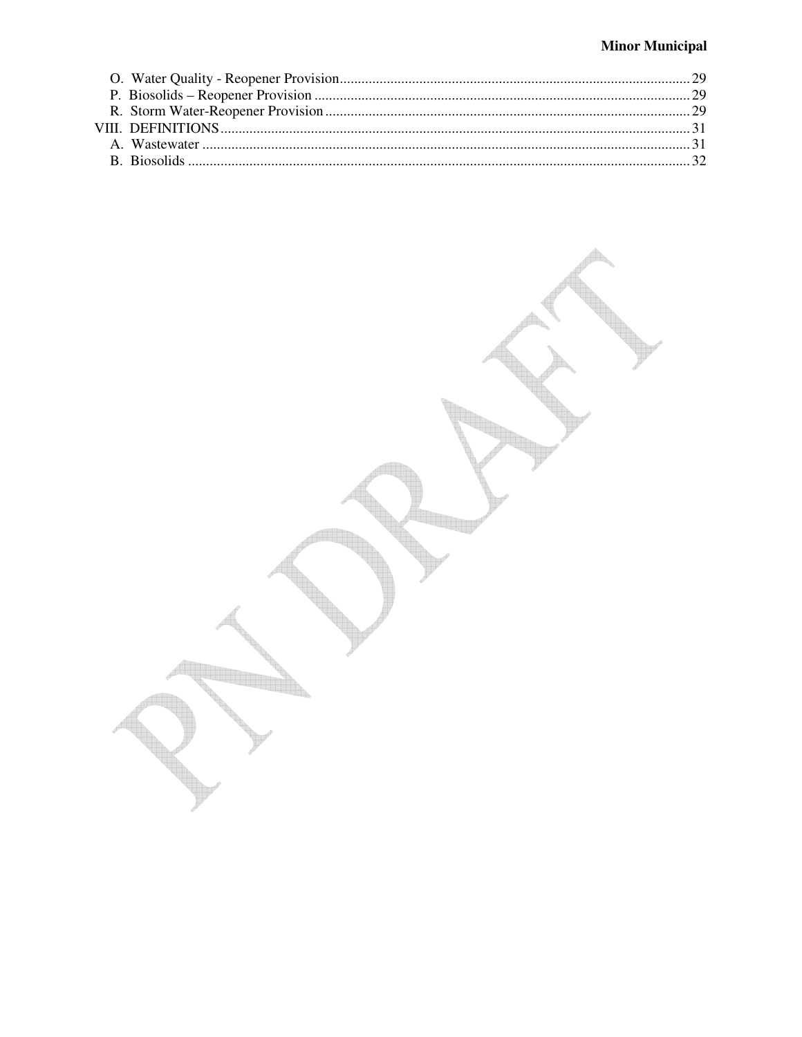O. Water Quality - Reopener Provision ........................................................................ 29
P. Biosolids – Reopener Provision ................................................................................ 29
R. Storm Water-Reopener Provision ............................................................................. 29

VIII. DEFINITIONS ........................................................................................................ 31
A. Wastewater ............................................................................................................... 31
B. Biosolids ................................................................................................................... 32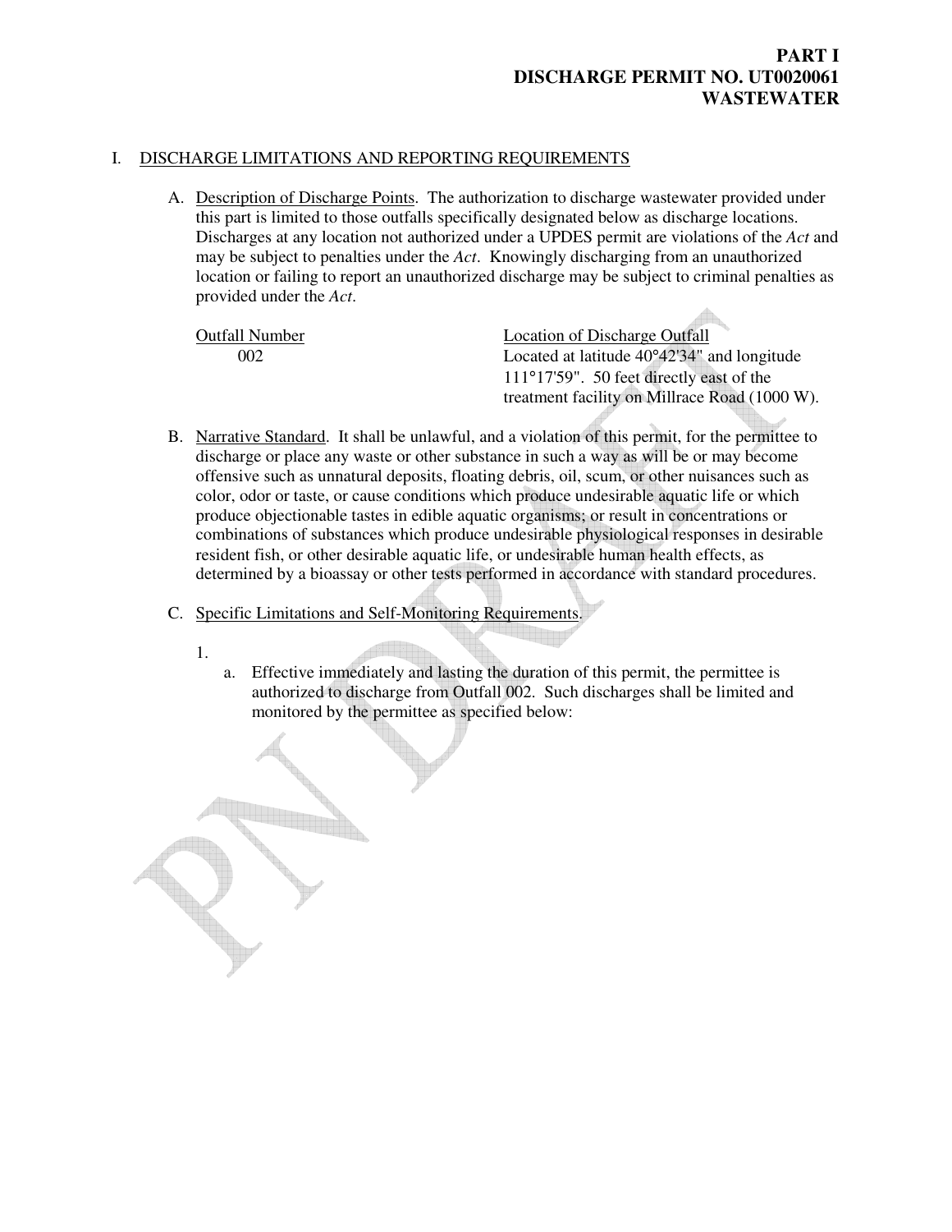**PART I**
**DISCHARGE PERMIT NO. UT0020061**
**WASTEWATER**

I. DISCHARGE LIMITATIONS AND REPORTING REQUIREMENTS

A. Description of Discharge Points. The authorization to discharge wastewater provided under this part is limited to those outfalls specifically designated below as discharge locations. Discharges at any location not authorized under a UPDES permit are violations of the *Act* and may be subject to penalties under the *Act*. Knowingly discharging from an unauthorized location or failing to report an unauthorized discharge may be subject to criminal penalties as provided under the *Act*.

| Outfall Number | Location of Discharge Outfall |
| --- | --- |
| 002 | Located at latitude 40°42'34" and longitude 111°17'59". 50 feet directly east of the treatment facility on Millrace Road (1000 W). |

B. Narrative Standard. It shall be unlawful, and a violation of this permit, for the permittee to discharge or place any waste or other substance in such a way as will be or may become offensive such as unnatural deposits, floating debris, oil, scum, or other nuisances such as color, odor or taste, or cause conditions which produce undesirable aquatic life or which produce objectionable tastes in edible aquatic organisms; or result in concentrations or combinations of substances which produce undesirable physiological responses in desirable resident fish, or other desirable aquatic life, or undesirable human health effects, as determined by a bioassay or other tests performed in accordance with standard procedures.

C. Specific Limitations and Self-Monitoring Requirements.

1.
   a. Effective immediately and lasting the duration of this permit, the permittee is authorized to discharge from Outfall 002. Such discharges shall be limited and monitored by the permittee as specified below: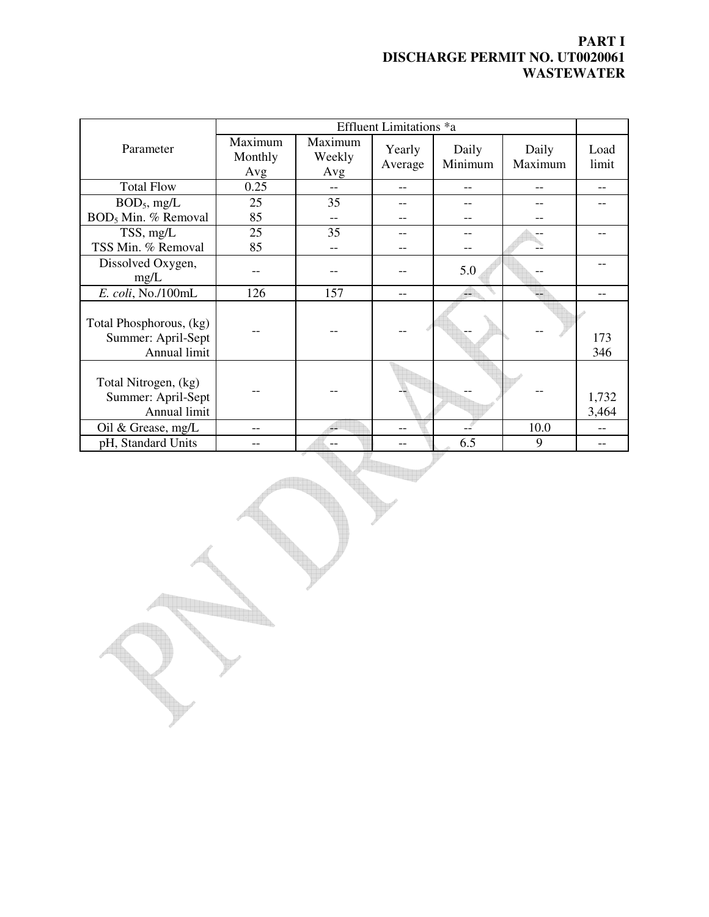**PART I**
**DISCHARGE PERMIT NO. UT0020061**
**WASTEWATER**

| Parameter | Effluent Limitations *a | | | | | |
|---|---|---|---|---|---|---|
| | Maximum Monthly Avg | Maximum Weekly Avg | Yearly Average | Daily Minimum | Daily Maximum | Load limit |
| Total Flow | 0.25 | -- | -- | -- | -- | -- |
| $BOD_5$, mg/L<br>$BOD_5$ Min. % Removal | 25<br>85 | 35<br>-- | --<br>-- | --<br>-- | --<br>-- | -- |
| TSS, mg/L<br>TSS Min. % Removal | 25<br>85 | 35<br>-- | --<br>-- | --<br>-- | --<br>-- | -- |
| Dissolved Oxygen, mg/L | -- | -- | -- | 5.0 | -- | -- |
| *E. coli*, No./100mL | 126 | 157 | -- | -- | -- | -- |
| Total Phosphorous, (kg)<br>Summer: April-Sept<br>Annual limit | -- | -- | -- | -- | -- | <br>173<br>346 |
| Total Nitrogen, (kg)<br>Summer: April-Sept<br>Annual limit | -- | -- | -- | -- | -- | <br>1,732<br>3,464 |
| Oil & Grease, mg/L | -- | -- | -- | -- | 10.0 | -- |
| pH, Standard Units | -- | -- | -- | 6.5 | 9 | -- |

PN DRAFT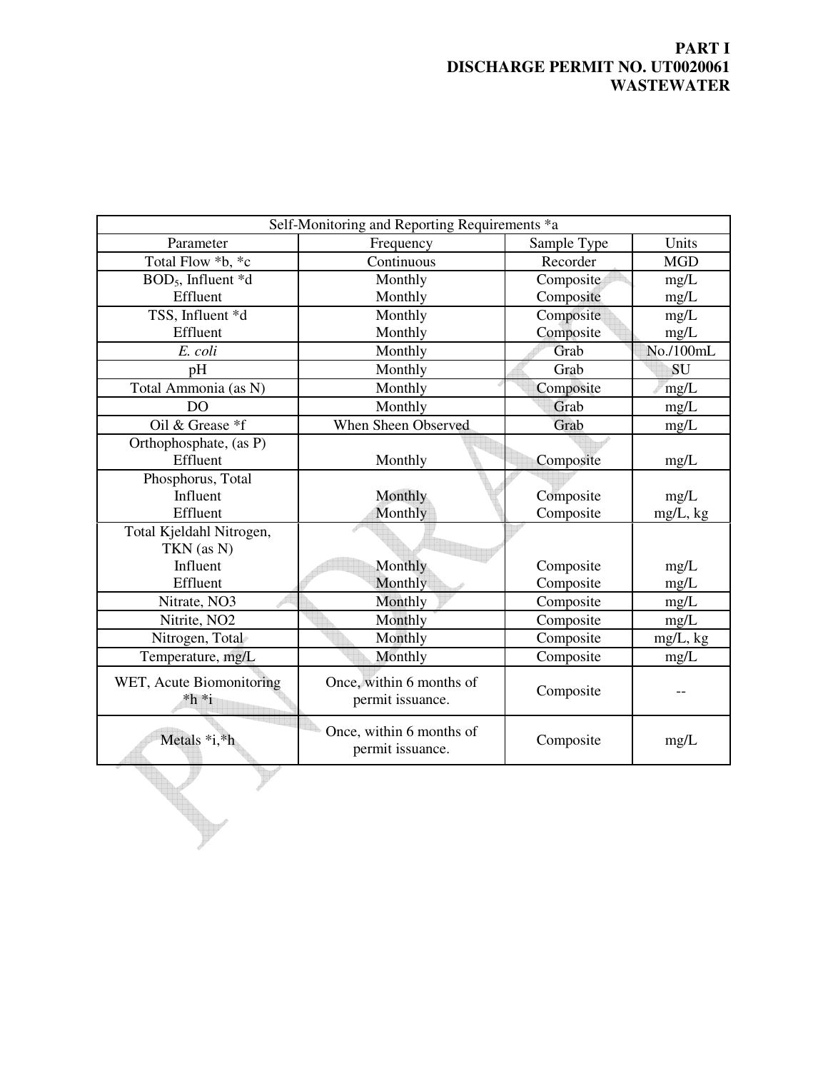**PART I**
**DISCHARGE PERMIT NO. UT0020061**
**WASTEWATER**

| Self-Monitoring and Reporting Requirements *a | | | |
|---|---|---|---|
| Parameter | Frequency | Sample Type | Units |
| Total Flow *b, *c | Continuous | Recorder | MGD |
| $BOD_5$, Influent *d<br>Effluent | Monthly<br>Monthly | Composite<br>Composite | mg/L<br>mg/L |
| TSS, Influent *d<br>Effluent | Monthly<br>Monthly | Composite<br>Composite | mg/L<br>mg/L |
| *E. coli* | Monthly | Grab | No./100mL |
| pH | Monthly | Grab | SU |
| Total Ammonia (as N) | Monthly | Composite | mg/L |
| DO | Monthly | Grab | mg/L |
| Oil & Grease *f | When Sheen Observed | Grab | mg/L |
| Orthophosphate, (as P)<br>Effluent | Monthly | Composite | mg/L |
| Phosphorus, Total<br>Influent<br>Effluent | Monthly<br>Monthly | Composite<br>Composite | mg/L<br>mg/L, kg |
| Total Kjeldahl Nitrogen, TKN (as N)<br>Influent<br>Effluent | Monthly<br>Monthly | Composite<br>Composite | mg/L<br>mg/L |
| Nitrate, NO3 | Monthly | Composite | mg/L |
| Nitrite, NO2 | Monthly | Composite | mg/L |
| Nitrogen, Total | Monthly | Composite | mg/L, kg |
| Temperature, mg/L | Monthly | Composite | mg/L |
| WET, Acute Biomonitoring *h *i | Once, within 6 months of permit issuance. | Composite | -- |
| Metals *i,*h | Once, within 6 months of permit issuance. | Composite | mg/L |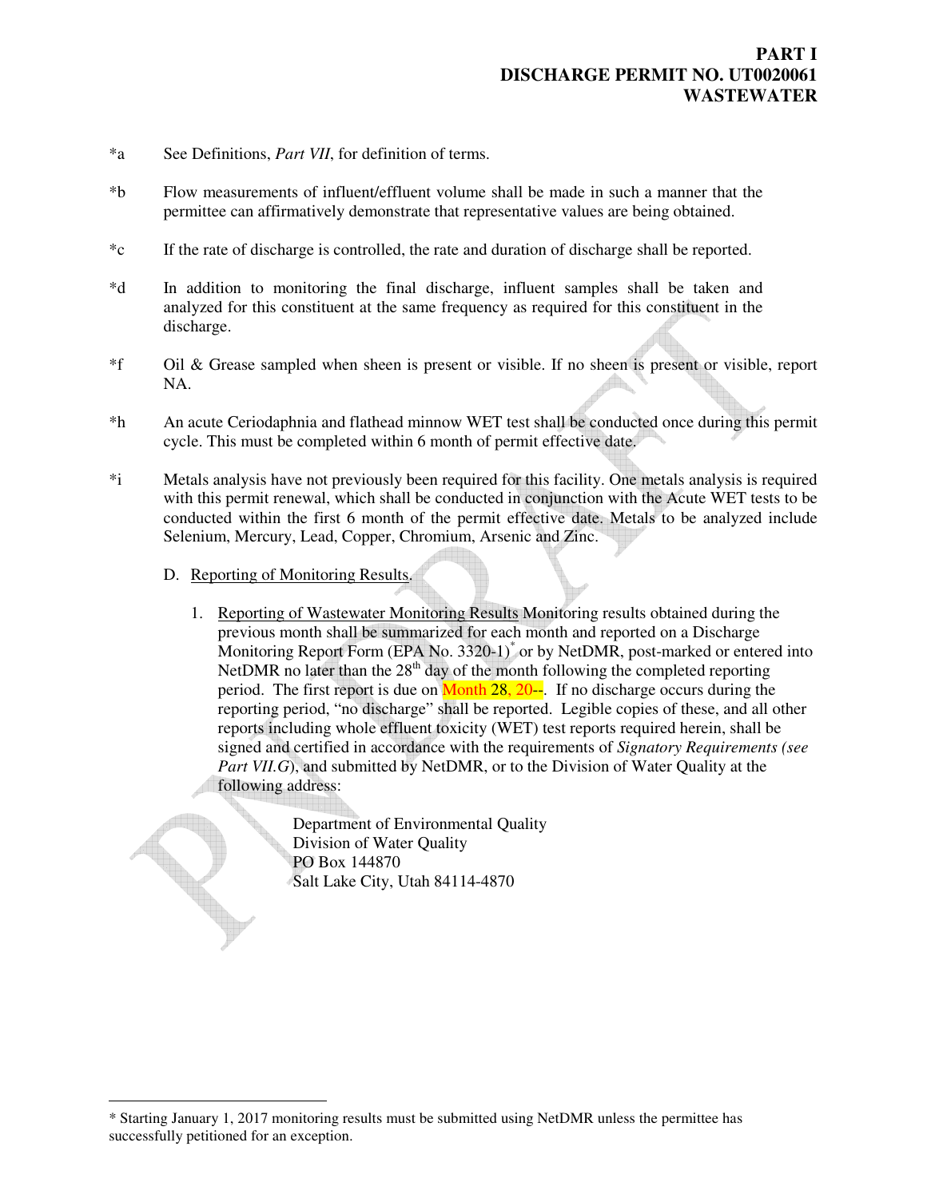*a See Definitions, *Part VII*, for definition of terms.

*b Flow measurements of influent/effluent volume shall be made in such a manner that the permittee can affirmatively demonstrate that representative values are being obtained.

*c If the rate of discharge is controlled, the rate and duration of discharge shall be reported.

*d In addition to monitoring the final discharge, influent samples shall be taken and analyzed for this constituent at the same frequency as required for this constituent in the discharge.

*f Oil & Grease sampled when sheen is present or visible. If no sheen is present or visible, report NA.

*h An acute Ceriodaphnia and flathead minnow WET test shall be conducted once during this permit cycle. This must be completed within 6 month of permit effective date.

*i Metals analysis have not previously been required for this facility. One metals analysis is required with this permit renewal, which shall be conducted in conjunction with the Acute WET tests to be conducted within the first 6 month of the permit effective date. Metals to be analyzed include Selenium, Mercury, Lead, Copper, Chromium, Arsenic and Zinc.

D. Reporting of Monitoring Results.

1. Reporting of Wastewater Monitoring Results Monitoring results obtained during the previous month shall be summarized for each month and reported on a Discharge Monitoring Report Form (EPA No. 3320-1)* or by NetDMR, post-marked or entered into NetDMR no later than the 28th day of the month following the completed reporting period. The first report is due on Month 28, 20--. If no discharge occurs during the reporting period, "no discharge" shall be reported. Legible copies of these, and all other reports including whole effluent toxicity (WET) test reports required herein, shall be signed and certified in accordance with the requirements of *Signatory Requirements (see Part VII.G*), and submitted by NetDMR, or to the Division of Water Quality at the following address:

   Department of Environmental Quality
   Division of Water Quality
   PO Box 144870
   Salt Lake City, Utah 84114-4870

---

* Starting January 1, 2017 monitoring results must be submitted using NetDMR unless the permittee has successfully petitioned for an exception.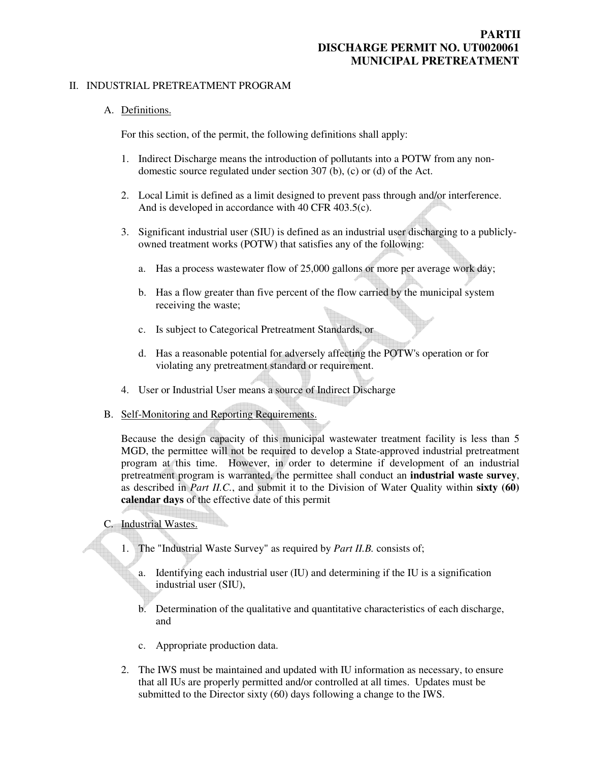# PARTII
# DISCHARGE PERMIT NO. UT0020061
# MUNICIPAL PRETREATMENT

II. INDUSTRIAL PRETREATMENT PROGRAM

A. Definitions.

For this section, of the permit, the following definitions shall apply:

1. Indirect Discharge means the introduction of pollutants into a POTW from any non-domestic source regulated under section 307 (b), (c) or (d) of the Act.

2. Local Limit is defined as a limit designed to prevent pass through and/or interference. And is developed in accordance with 40 CFR 403.5(c).

3. Significant industrial user (SIU) is defined as an industrial user discharging to a publicly-owned treatment works (POTW) that satisfies any of the following:

   a. Has a process wastewater flow of 25,000 gallons or more per average work day;

   b. Has a flow greater than five percent of the flow carried by the municipal system receiving the waste;

   c. Is subject to Categorical Pretreatment Standards, or

   d. Has a reasonable potential for adversely affecting the POTW's operation or for violating any pretreatment standard or requirement.

4. User or Industrial User means a source of Indirect Discharge

B. Self-Monitoring and Reporting Requirements.

Because the design capacity of this municipal wastewater treatment facility is less than 5 MGD, the permittee will not be required to develop a State-approved industrial pretreatment program at this time. However, in order to determine if development of an industrial pretreatment program is warranted, the permittee shall conduct an **industrial waste survey**, as described in *Part II.C.*, and submit it to the Division of Water Quality within **sixty (60) calendar days** of the effective date of this permit

C. Industrial Wastes.

1. The "Industrial Waste Survey" as required by *Part II.B.* consists of;

   a. Identifying each industrial user (IU) and determining if the IU is a signification industrial user (SIU),

   b. Determination of the qualitative and quantitative characteristics of each discharge, and

   c. Appropriate production data.

2. The IWS must be maintained and updated with IU information as necessary, to ensure that all IUs are properly permitted and/or controlled at all times. Updates must be submitted to the Director sixty (60) days following a change to the IWS.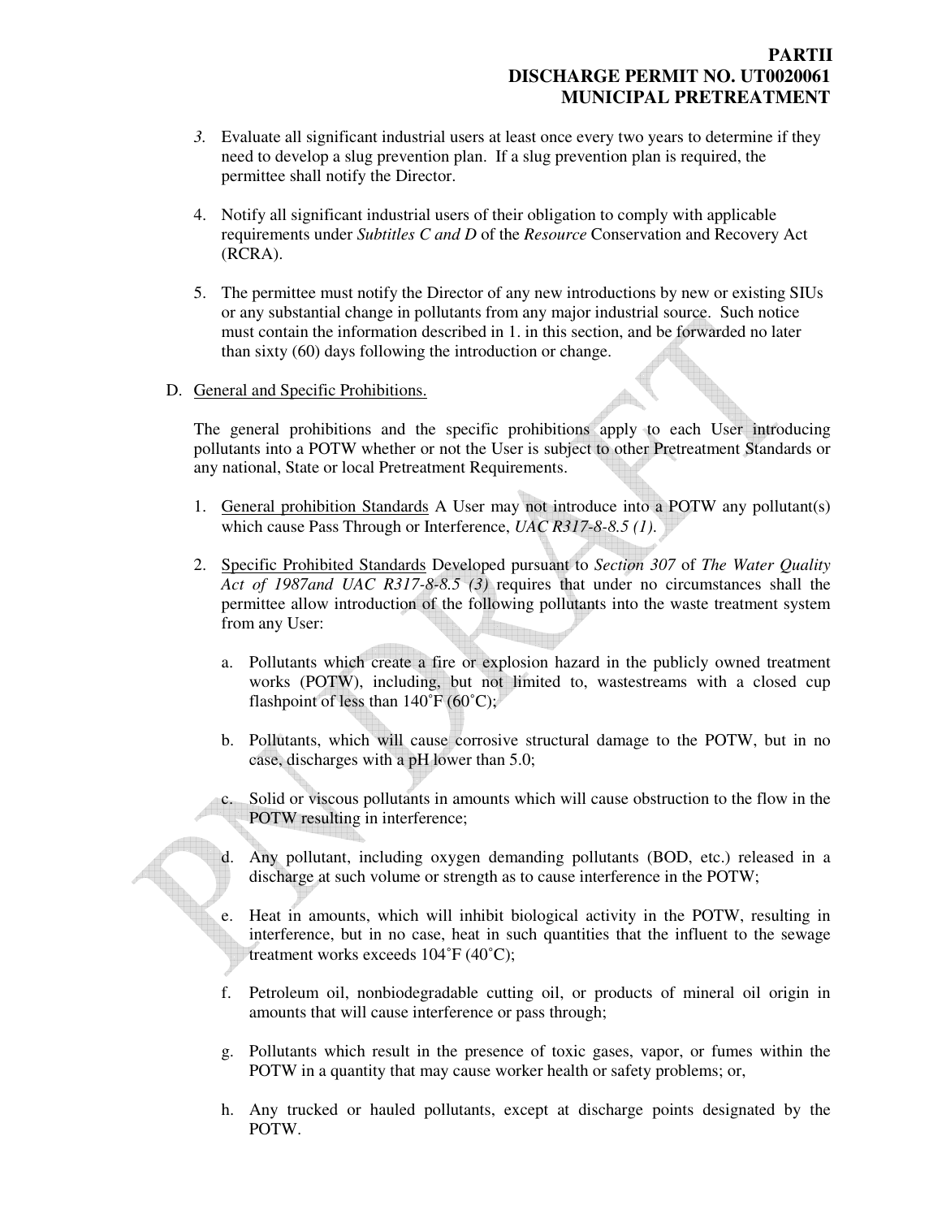*3.* Evaluate all significant industrial users at least once every two years to determine if they need to develop a slug prevention plan. If a slug prevention plan is required, the permittee shall notify the Director.

4. Notify all significant industrial users of their obligation to comply with applicable requirements under *Subtitles C and D* of the *Resource* Conservation and Recovery Act (RCRA).

5. The permittee must notify the Director of any new introductions by new or existing SIUs or any substantial change in pollutants from any major industrial source. Such notice must contain the information described in 1. in this section, and be forwarded no later than sixty (60) days following the introduction or change.

D. General and Specific Prohibitions.

The general prohibitions and the specific prohibitions apply to each User introducing pollutants into a POTW whether or not the User is subject to other Pretreatment Standards or any national, State or local Pretreatment Requirements.

1. General prohibition Standards A User may not introduce into a POTW any pollutant(s) which cause Pass Through or Interference, *UAC R317-8-8.5 (1)*.

2. Specific Prohibited Standards Developed pursuant to *Section 307* of *The Water Quality Act of 1987and UAC R317-8-8.5 (3)* requires that under no circumstances shall the permittee allow introduction of the following pollutants into the waste treatment system from any User:

   a. Pollutants which create a fire or explosion hazard in the publicly owned treatment works (POTW), including, but not limited to, wastestreams with a closed cup flashpoint of less than 140˚F (60˚C);

   b. Pollutants, which will cause corrosive structural damage to the POTW, but in no case, discharges with a pH lower than 5.0;

   c. Solid or viscous pollutants in amounts which will cause obstruction to the flow in the POTW resulting in interference;

   d. Any pollutant, including oxygen demanding pollutants (BOD, etc.) released in a discharge at such volume or strength as to cause interference in the POTW;

   e. Heat in amounts, which will inhibit biological activity in the POTW, resulting in interference, but in no case, heat in such quantities that the influent to the sewage treatment works exceeds 104˚F (40˚C);

   f. Petroleum oil, nonbiodegradable cutting oil, or products of mineral oil origin in amounts that will cause interference or pass through;

   g. Pollutants which result in the presence of toxic gases, vapor, or fumes within the POTW in a quantity that may cause worker health or safety problems; or,

   h. Any trucked or hauled pollutants, except at discharge points designated by the POTW.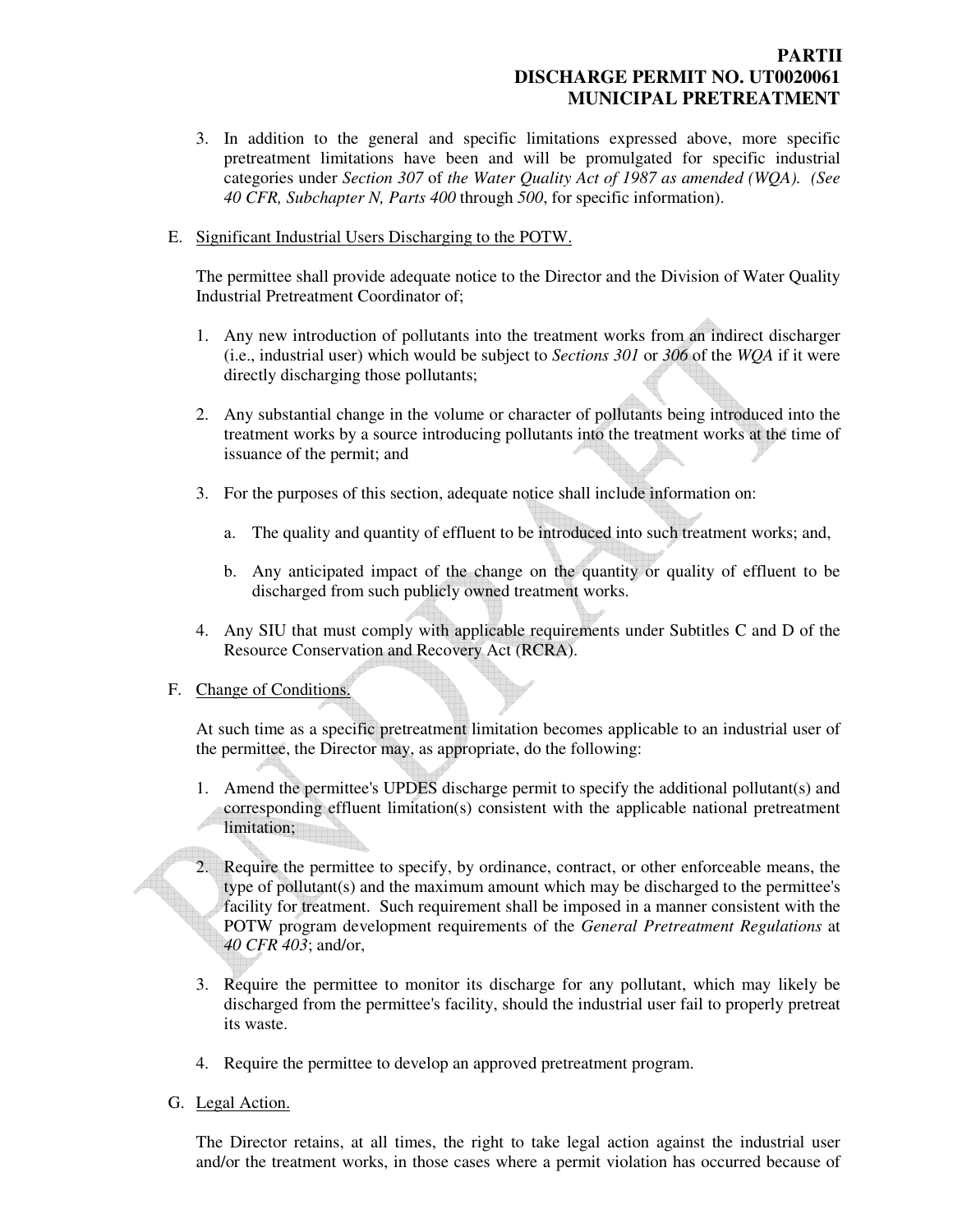3. In addition to the general and specific limitations expressed above, more specific pretreatment limitations have been and will be promulgated for specific industrial categories under *Section 307* of *the Water Quality Act of 1987 as amended (WQA). (See 40 CFR, Subchapter N, Parts 400* through *500*, for specific information).

E. Significant Industrial Users Discharging to the POTW.

The permittee shall provide adequate notice to the Director and the Division of Water Quality Industrial Pretreatment Coordinator of;

1. Any new introduction of pollutants into the treatment works from an indirect discharger (i.e., industrial user) which would be subject to *Sections 301* or *306* of the *WQA* if it were directly discharging those pollutants;

2. Any substantial change in the volume or character of pollutants being introduced into the treatment works by a source introducing pollutants into the treatment works at the time of issuance of the permit; and

3. For the purposes of this section, adequate notice shall include information on:

   a. The quality and quantity of effluent to be introduced into such treatment works; and,

   b. Any anticipated impact of the change on the quantity or quality of effluent to be discharged from such publicly owned treatment works.

4. Any SIU that must comply with applicable requirements under Subtitles C and D of the Resource Conservation and Recovery Act (RCRA).

F. Change of Conditions.

At such time as a specific pretreatment limitation becomes applicable to an industrial user of the permittee, the Director may, as appropriate, do the following:

1. Amend the permittee's UPDES discharge permit to specify the additional pollutant(s) and corresponding effluent limitation(s) consistent with the applicable national pretreatment limitation;

2. Require the permittee to specify, by ordinance, contract, or other enforceable means, the type of pollutant(s) and the maximum amount which may be discharged to the permittee's facility for treatment. Such requirement shall be imposed in a manner consistent with the POTW program development requirements of the *General Pretreatment Regulations* at *40 CFR 403*; and/or,

3. Require the permittee to monitor its discharge for any pollutant, which may likely be discharged from the permittee's facility, should the industrial user fail to properly pretreat its waste.

4. Require the permittee to develop an approved pretreatment program.

G. Legal Action.

The Director retains, at all times, the right to take legal action against the industrial user and/or the treatment works, in those cases where a permit violation has occurred because of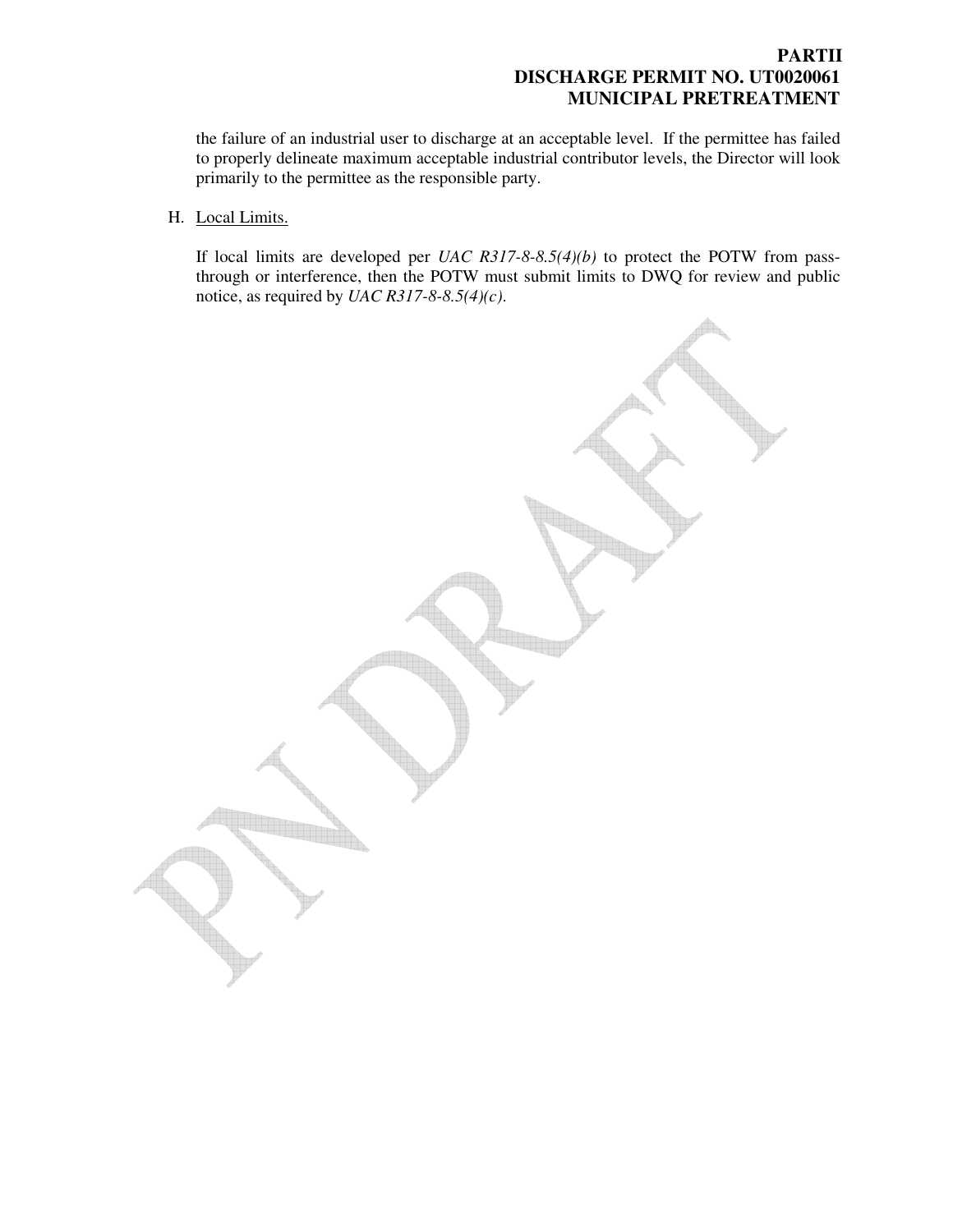the failure of an industrial user to discharge at an acceptable level. If the permittee has failed to properly delineate maximum acceptable industrial contributor levels, the Director will look primarily to the permittee as the responsible party.

H. Local Limits.

If local limits are developed per *UAC R317-8-8.5(4)(b)* to protect the POTW from pass-through or interference, then the POTW must submit limits to DWQ for review and public notice, as required by *UAC R317-8-8.5(4)(c)*.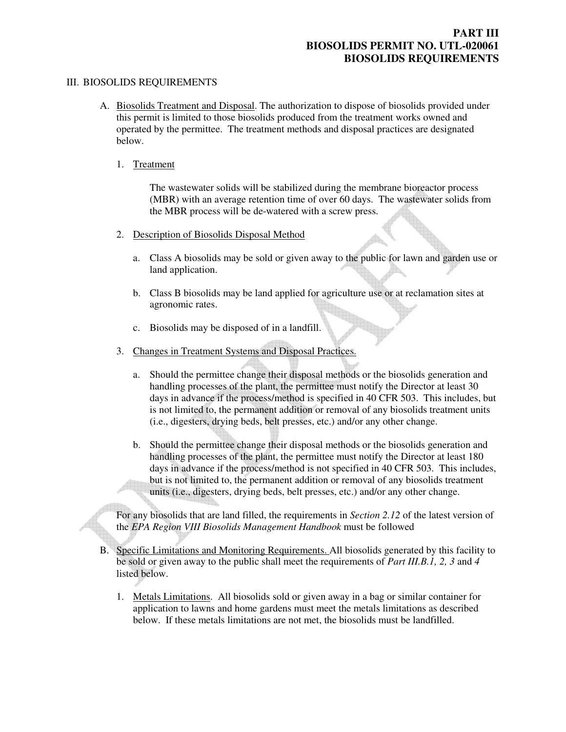**PART III**
**BIOSOLIDS PERMIT NO. UTL-020061**
**BIOSOLIDS REQUIREMENTS**

III. BIOSOLIDS REQUIREMENTS

A. Biosolids Treatment and Disposal. The authorization to dispose of biosolids provided under this permit is limited to those biosolids produced from the treatment works owned and operated by the permittee. The treatment methods and disposal practices are designated below.

1. Treatment

The wastewater solids will be stabilized during the membrane bioreactor process (MBR) with an average retention time of over 60 days. The wastewater solids from the MBR process will be de-watered with a screw press.

2. Description of Biosolids Disposal Method

a. Class A biosolids may be sold or given away to the public for lawn and garden use or land application.

b. Class B biosolids may be land applied for agriculture use or at reclamation sites at agronomic rates.

c. Biosolids may be disposed of in a landfill.

3. Changes in Treatment Systems and Disposal Practices.

a. Should the permittee change their disposal methods or the biosolids generation and handling processes of the plant, the permittee must notify the Director at least 30 days in advance if the process/method is specified in 40 CFR 503. This includes, but is not limited to, the permanent addition or removal of any biosolids treatment units (i.e., digesters, drying beds, belt presses, etc.) and/or any other change.

b. Should the permittee change their disposal methods or the biosolids generation and handling processes of the plant, the permittee must notify the Director at least 180 days in advance if the process/method is not specified in 40 CFR 503. This includes, but is not limited to, the permanent addition or removal of any biosolids treatment units (i.e., digesters, drying beds, belt presses, etc.) and/or any other change.

For any biosolids that are land filled, the requirements in *Section 2.12* of the latest version of the *EPA Region VIII Biosolids Management Handbook* must be followed

B. Specific Limitations and Monitoring Requirements. All biosolids generated by this facility to be sold or given away to the public shall meet the requirements of *Part III.B.1, 2, 3* and *4* listed below.

1. Metals Limitations. All biosolids sold or given away in a bag or similar container for application to lawns and home gardens must meet the metals limitations as described below. If these metals limitations are not met, the biosolids must be landfilled.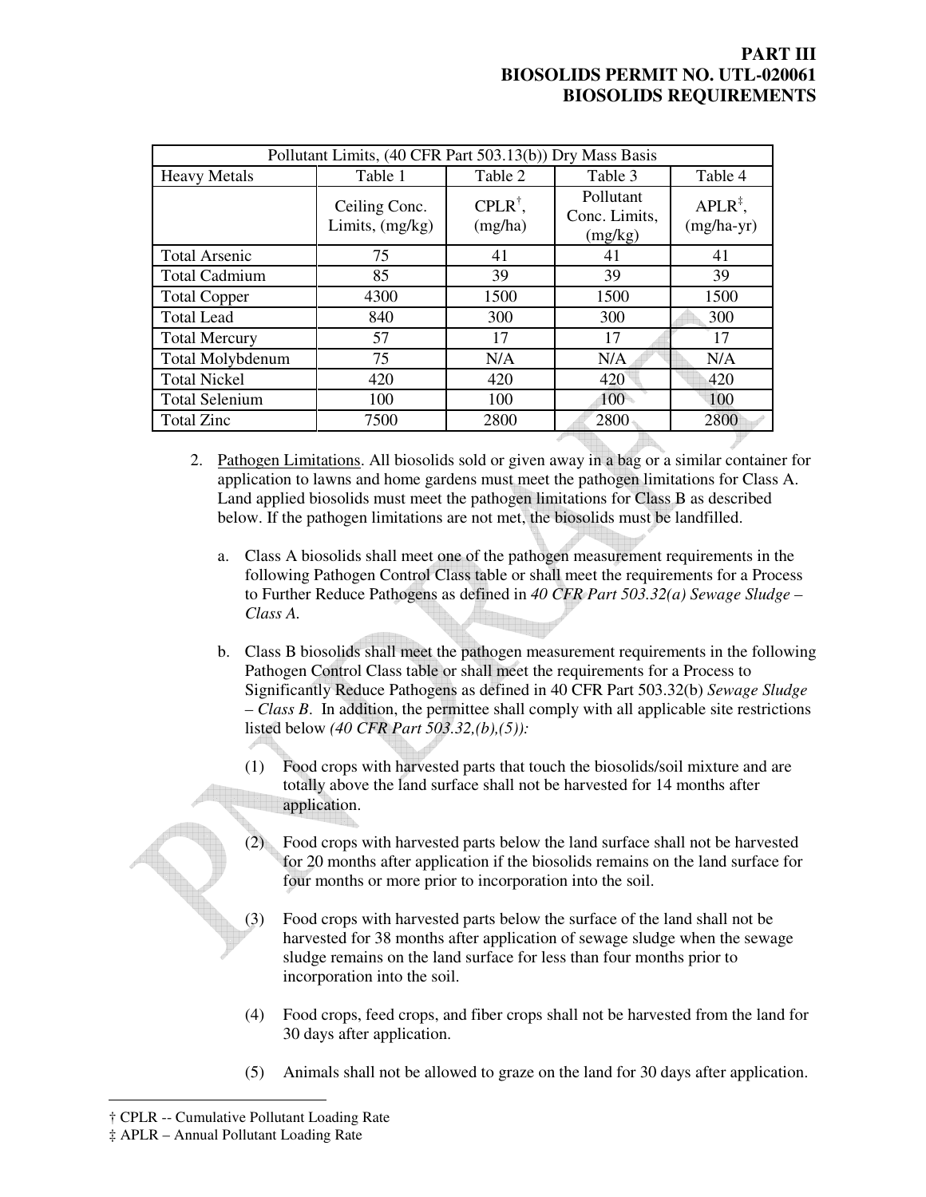**PART III**
**BIOSOLIDS PERMIT NO. UTL-020061**
**BIOSOLIDS REQUIREMENTS**

| Pollutant Limits, (40 CFR Part 503.13(b)) Dry Mass Basis | | | | |
|---|---|---|---|---|
| Heavy Metals | Table 1 | Table 2 | Table 3 | Table 4 |
| | Ceiling Conc. Limits, (mg/kg) | CPLR†, (mg/ha) | Pollutant Conc. Limits, (mg/kg) | APLR‡, (mg/ha-yr) |
| Total Arsenic | 75 | 41 | 41 | 41 |
| Total Cadmium | 85 | 39 | 39 | 39 |
| Total Copper | 4300 | 1500 | 1500 | 1500 |
| Total Lead | 840 | 300 | 300 | 300 |
| Total Mercury | 57 | 17 | 17 | 17 |
| Total Molybdenum | 75 | N/A | N/A | N/A |
| Total Nickel | 420 | 420 | 420 | 420 |
| Total Selenium | 100 | 100 | 100 | 100 |
| Total Zinc | 7500 | 2800 | 2800 | 2800 |

2. Pathogen Limitations. All biosolids sold or given away in a bag or a similar container for application to lawns and home gardens must meet the pathogen limitations for Class A. Land applied biosolids must meet the pathogen limitations for Class B as described below. If the pathogen limitations are not met, the biosolids must be landfilled.

   a. Class A biosolids shall meet one of the pathogen measurement requirements in the following Pathogen Control Class table or shall meet the requirements for a Process to Further Reduce Pathogens as defined in *40 CFR Part 503.32(a) Sewage Sludge – Class A.*

   b. Class B biosolids shall meet the pathogen measurement requirements in the following Pathogen Control Class table or shall meet the requirements for a Process to Significantly Reduce Pathogens as defined in 40 CFR Part 503.32(b) *Sewage Sludge – Class B*. In addition, the permittee shall comply with all applicable site restrictions listed below *(40 CFR Part 503.32,(b),(5)):*

      (1) Food crops with harvested parts that touch the biosolids/soil mixture and are totally above the land surface shall not be harvested for 14 months after application.

      (2) Food crops with harvested parts below the land surface shall not be harvested for 20 months after application if the biosolids remains on the land surface for four months or more prior to incorporation into the soil.

      (3) Food crops with harvested parts below the surface of the land shall not be harvested for 38 months after application of sewage sludge when the sewage sludge remains on the land surface for less than four months prior to incorporation into the soil.

      (4) Food crops, feed crops, and fiber crops shall not be harvested from the land for 30 days after application.

      (5) Animals shall not be allowed to graze on the land for 30 days after application.

† CPLR -- Cumulative Pollutant Loading Rate

‡ APLR – Annual Pollutant Loading Rate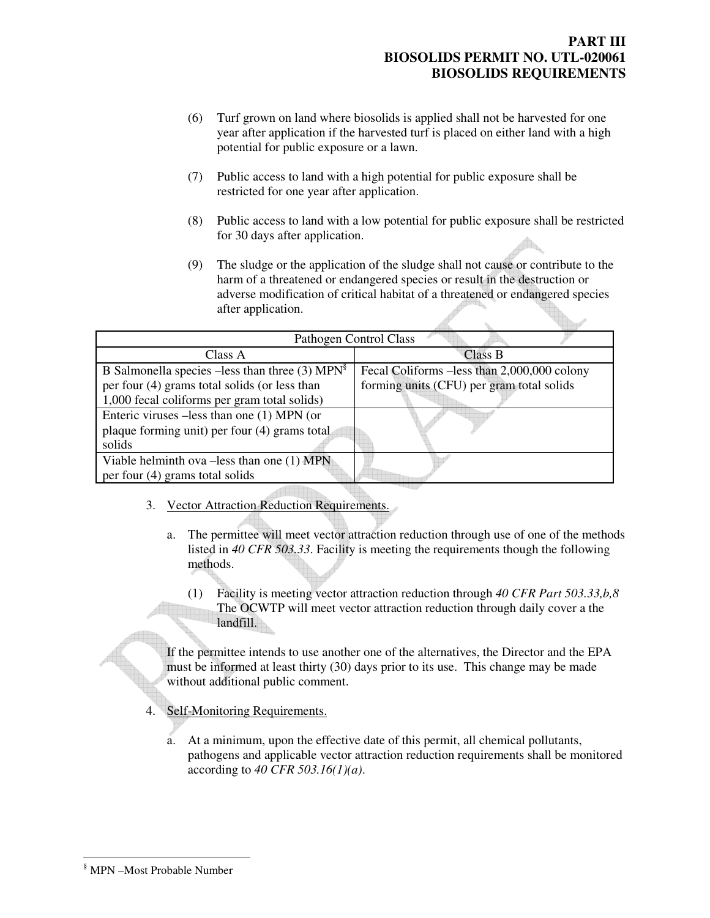(6) Turf grown on land where biosolids is applied shall not be harvested for one year after application if the harvested turf is placed on either land with a high potential for public exposure or a lawn.

(7) Public access to land with a high potential for public exposure shall be restricted for one year after application.

(8) Public access to land with a low potential for public exposure shall be restricted for 30 days after application.

(9) The sludge or the application of the sludge shall not cause or contribute to the harm of a threatened or endangered species or result in the destruction or adverse modification of critical habitat of a threatened or endangered species after application.

| Pathogen Control Class | |
|---|---|
| Class A | Class B |
| B Salmonella species –less than three (3) MPN[§] per four (4) grams total solids (or less than 1,000 fecal coliforms per gram total solids) | Fecal Coliforms –less than 2,000,000 colony forming units (CFU) per gram total solids |
| Enteric viruses –less than one (1) MPN (or plaque forming unit) per four (4) grams total solids | |
| Viable helminth ova –less than one (1) MPN per four (4) grams total solids | |

3. <u>Vector Attraction Reduction Requirements.</u>

   a. The permittee will meet vector attraction reduction through use of one of the methods listed in *40 CFR 503.33*. Facility is meeting the requirements though the following methods.

      (1) Facility is meeting vector attraction reduction through *40 CFR Part 503.33,b,8* The OCWTP will meet vector attraction reduction through daily cover a the landfill.

   If the permittee intends to use another one of the alternatives, the Director and the EPA must be informed at least thirty (30) days prior to its use. This change may be made without additional public comment.

4. <u>Self-Monitoring Requirements.</u>

   a. At a minimum, upon the effective date of this permit, all chemical pollutants, pathogens and applicable vector attraction reduction requirements shall be monitored according to *40 CFR 503.16(1)(a)*.

[§] MPN –Most Probable Number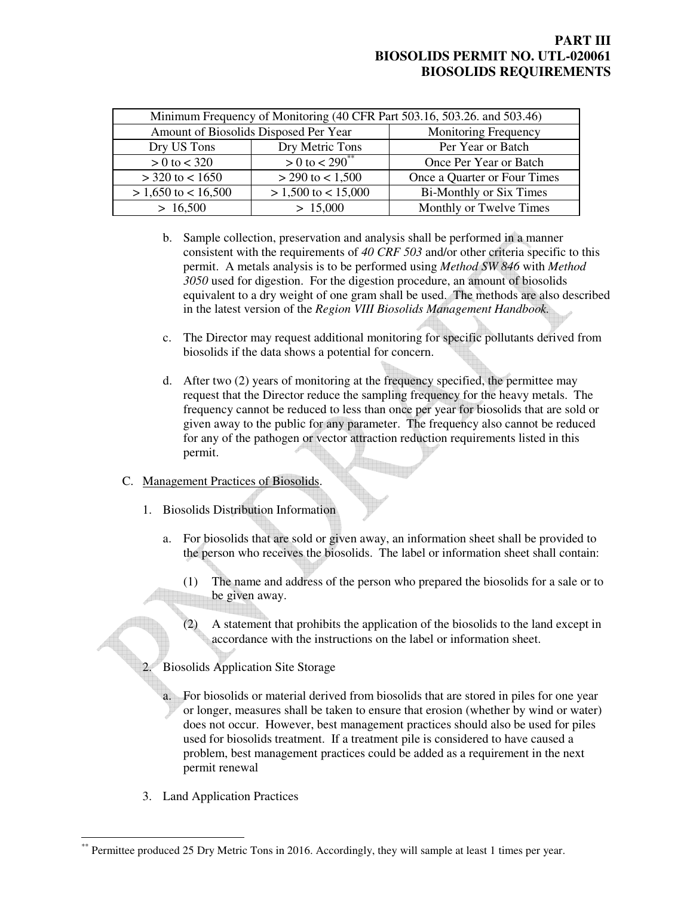| Minimum Frequency of Monitoring (40 CFR Part 503.16, 503.26. and 503.46) | | |
|---|---|---|
| Amount of Biosolids Disposed Per Year | | Monitoring Frequency |
| Dry US Tons | Dry Metric Tons | Per Year or Batch |
| > 0 to < 320 | > 0 to < 290[**] | Once Per Year or Batch |
| > 320 to < 1650 | > 290 to < 1,500 | Once a Quarter or Four Times |
| > 1,650 to < 16,500 | > 1,500 to < 15,000 | Bi-Monthly or Six Times |
| > 16,500 | > 15,000 | Monthly or Twelve Times |

b. Sample collection, preservation and analysis shall be performed in a manner consistent with the requirements of *40 CRF 503* and/or other criteria specific to this permit. A metals analysis is to be performed using *Method SW 846* with *Method 3050* used for digestion. For the digestion procedure, an amount of biosolids equivalent to a dry weight of one gram shall be used. The methods are also described in the latest version of the *Region VIII Biosolids Management Handbook.*

c. The Director may request additional monitoring for specific pollutants derived from biosolids if the data shows a potential for concern.

d. After two (2) years of monitoring at the frequency specified, the permittee may request that the Director reduce the sampling frequency for the heavy metals. The frequency cannot be reduced to less than once per year for biosolids that are sold or given away to the public for any parameter. The frequency also cannot be reduced for any of the pathogen or vector attraction reduction requirements listed in this permit.

C. Management Practices of Biosolids.

1. Biosolids Distribution Information

a. For biosolids that are sold or given away, an information sheet shall be provided to the person who receives the biosolids. The label or information sheet shall contain:

(1) The name and address of the person who prepared the biosolids for a sale or to be given away.

(2) A statement that prohibits the application of the biosolids to the land except in accordance with the instructions on the label or information sheet.

2. Biosolids Application Site Storage

a. For biosolids or material derived from biosolids that are stored in piles for one year or longer, measures shall be taken to ensure that erosion (whether by wind or water) does not occur. However, best management practices should also be used for piles used for biosolids treatment. If a treatment pile is considered to have caused a problem, best management practices could be added as a requirement in the next permit renewal

3. Land Application Practices

[**] Permittee produced 25 Dry Metric Tons in 2016. Accordingly, they will sample at least 1 times per year.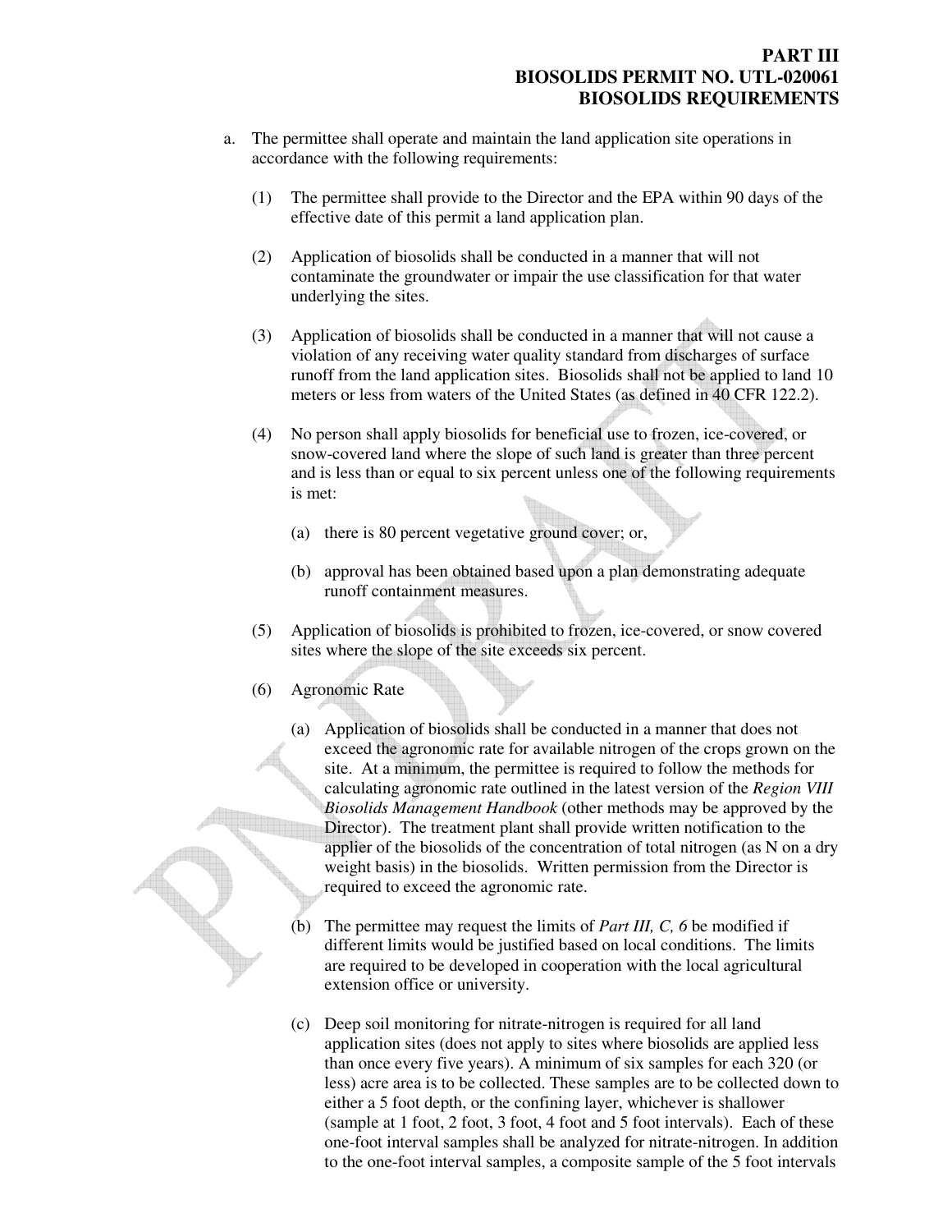a. The permittee shall operate and maintain the land application site operations in accordance with the following requirements:

   (1) The permittee shall provide to the Director and the EPA within 90 days of the effective date of this permit a land application plan.

   (2) Application of biosolids shall be conducted in a manner that will not contaminate the groundwater or impair the use classification for that water underlying the sites.

   (3) Application of biosolids shall be conducted in a manner that will not cause a violation of any receiving water quality standard from discharges of surface runoff from the land application sites. Biosolids shall not be applied to land 10 meters or less from waters of the United States (as defined in 40 CFR 122.2).

   (4) No person shall apply biosolids for beneficial use to frozen, ice-covered, or snow-covered land where the slope of such land is greater than three percent and is less than or equal to six percent unless one of the following requirements is met:

      (a) there is 80 percent vegetative ground cover; or,

      (b) approval has been obtained based upon a plan demonstrating adequate runoff containment measures.

   (5) Application of biosolids is prohibited to frozen, ice-covered, or snow covered sites where the slope of the site exceeds six percent.

   (6) Agronomic Rate

      (a) Application of biosolids shall be conducted in a manner that does not exceed the agronomic rate for available nitrogen of the crops grown on the site. At a minimum, the permittee is required to follow the methods for calculating agronomic rate outlined in the latest version of the *Region VIII Biosolids Management Handbook* (other methods may be approved by the Director). The treatment plant shall provide written notification to the applier of the biosolids of the concentration of total nitrogen (as N on a dry weight basis) in the biosolids. Written permission from the Director is required to exceed the agronomic rate.

      (b) The permittee may request the limits of *Part III, C, 6* be modified if different limits would be justified based on local conditions. The limits are required to be developed in cooperation with the local agricultural extension office or university.

      (c) Deep soil monitoring for nitrate-nitrogen is required for all land application sites (does not apply to sites where biosolids are applied less than once every five years). A minimum of six samples for each 320 (or less) acre area is to be collected. These samples are to be collected down to either a 5 foot depth, or the confining layer, whichever is shallower (sample at 1 foot, 2 foot, 3 foot, 4 foot and 5 foot intervals). Each of these one-foot interval samples shall be analyzed for nitrate-nitrogen. In addition to the one-foot interval samples, a composite sample of the 5 foot intervals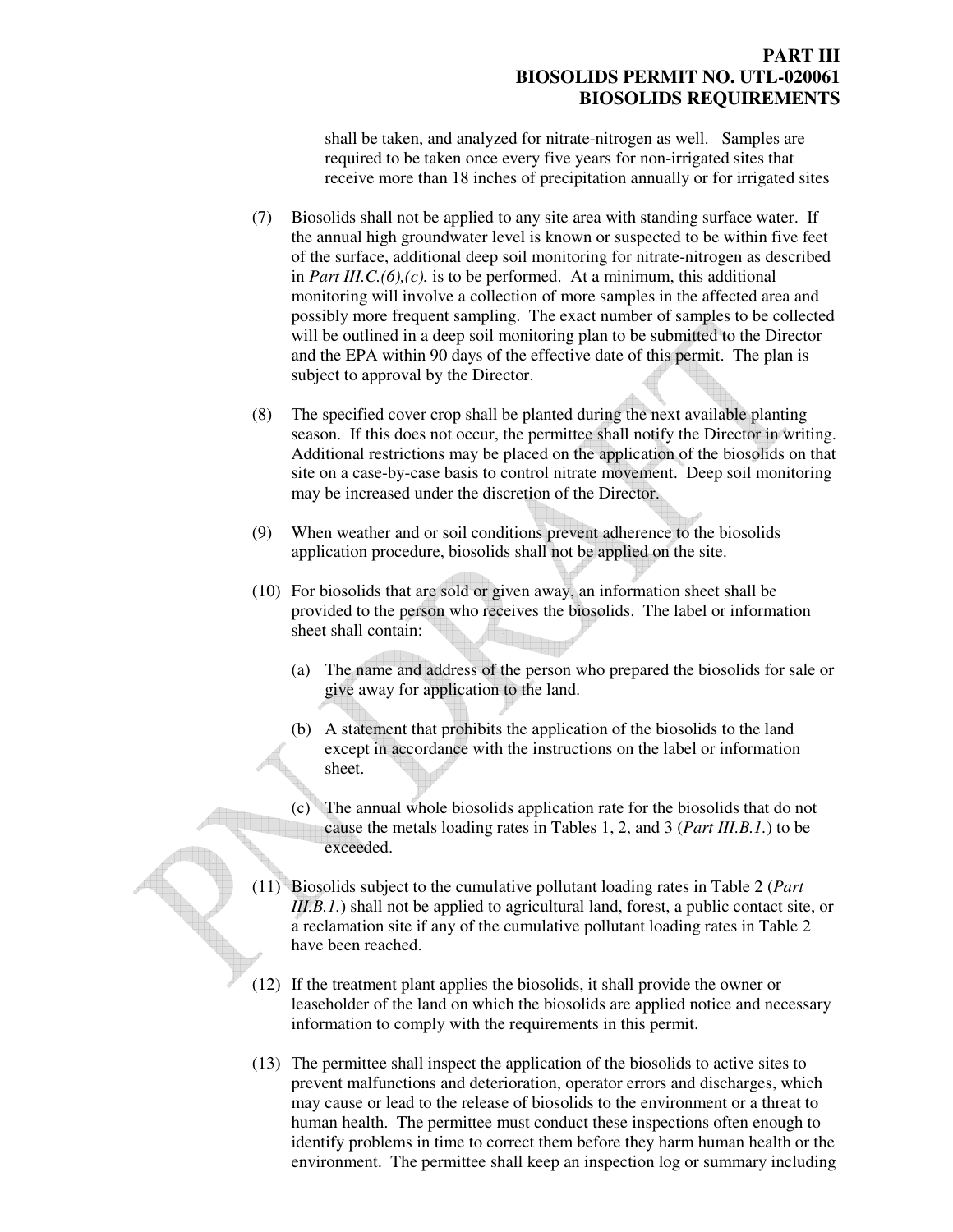shall be taken, and analyzed for nitrate-nitrogen as well. Samples are required to be taken once every five years for non-irrigated sites that receive more than 18 inches of precipitation annually or for irrigated sites

(7) Biosolids shall not be applied to any site area with standing surface water. If the annual high groundwater level is known or suspected to be within five feet of the surface, additional deep soil monitoring for nitrate-nitrogen as described in *Part III.C.(6),(c).* is to be performed. At a minimum, this additional monitoring will involve a collection of more samples in the affected area and possibly more frequent sampling. The exact number of samples to be collected will be outlined in a deep soil monitoring plan to be submitted to the Director and the EPA within 90 days of the effective date of this permit. The plan is subject to approval by the Director.

(8) The specified cover crop shall be planted during the next available planting season. If this does not occur, the permittee shall notify the Director in writing. Additional restrictions may be placed on the application of the biosolids on that site on a case-by-case basis to control nitrate movement. Deep soil monitoring may be increased under the discretion of the Director.

(9) When weather and or soil conditions prevent adherence to the biosolids application procedure, biosolids shall not be applied on the site.

(10) For biosolids that are sold or given away, an information sheet shall be provided to the person who receives the biosolids. The label or information sheet shall contain:

 (a) The name and address of the person who prepared the biosolids for sale or give away for application to the land.

 (b) A statement that prohibits the application of the biosolids to the land except in accordance with the instructions on the label or information sheet.

 (c) The annual whole biosolids application rate for the biosolids that do not cause the metals loading rates in Tables 1, 2, and 3 (*Part III.B.1.*) to be exceeded.

(11) Biosolids subject to the cumulative pollutant loading rates in Table 2 (*Part III.B.1.*) shall not be applied to agricultural land, forest, a public contact site, or a reclamation site if any of the cumulative pollutant loading rates in Table 2 have been reached.

(12) If the treatment plant applies the biosolids, it shall provide the owner or leaseholder of the land on which the biosolids are applied notice and necessary information to comply with the requirements in this permit.

(13) The permittee shall inspect the application of the biosolids to active sites to prevent malfunctions and deterioration, operator errors and discharges, which may cause or lead to the release of biosolids to the environment or a threat to human health. The permittee must conduct these inspections often enough to identify problems in time to correct them before they harm human health or the environment. The permittee shall keep an inspection log or summary including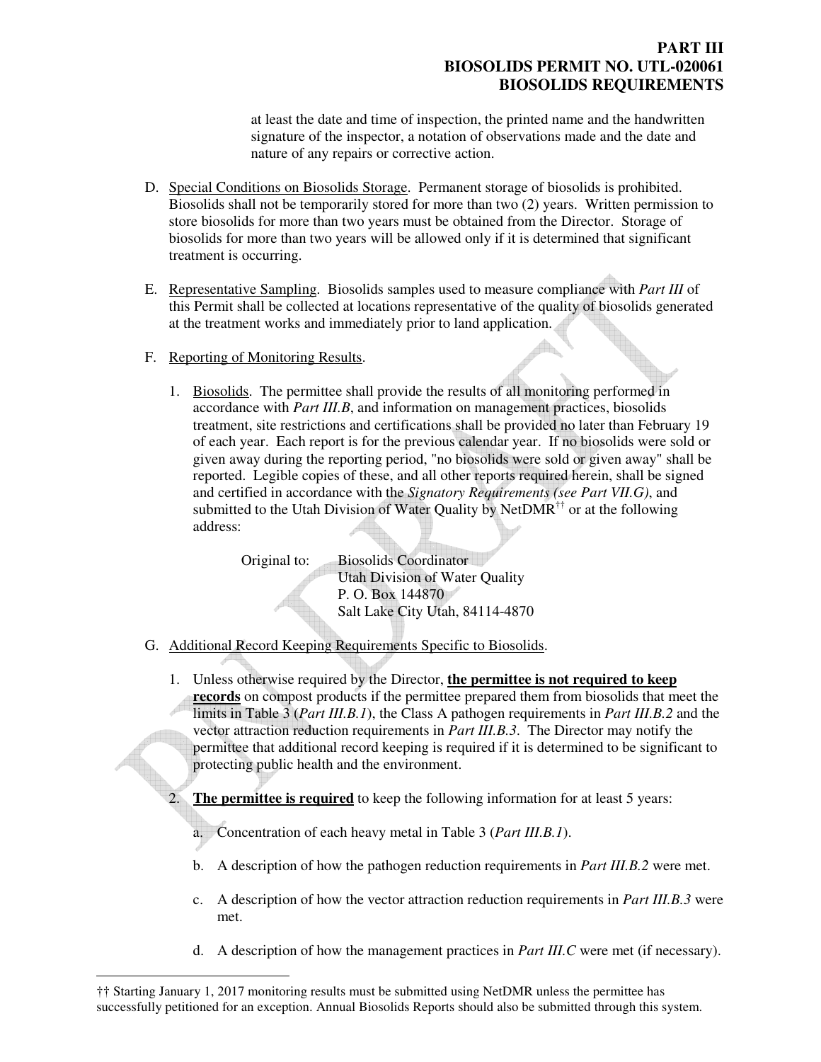at least the date and time of inspection, the printed name and the handwritten signature of the inspector, a notation of observations made and the date and nature of any repairs or corrective action.

D. Special Conditions on Biosolids Storage. Permanent storage of biosolids is prohibited. Biosolids shall not be temporarily stored for more than two (2) years. Written permission to store biosolids for more than two years must be obtained from the Director. Storage of biosolids for more than two years will be allowed only if it is determined that significant treatment is occurring.

E. Representative Sampling. Biosolids samples used to measure compliance with *Part III* of this Permit shall be collected at locations representative of the quality of biosolids generated at the treatment works and immediately prior to land application.

F. Reporting of Monitoring Results.

1. Biosolids. The permittee shall provide the results of all monitoring performed in accordance with *Part III.B*, and information on management practices, biosolids treatment, site restrictions and certifications shall be provided no later than February 19 of each year. Each report is for the previous calendar year. If no biosolids were sold or given away during the reporting period, "no biosolids were sold or given away" shall be reported. Legible copies of these, and all other reports required herein, shall be signed and certified in accordance with the *Signatory Requirements (see Part VII.G)*, and submitted to the Utah Division of Water Quality by NetDMR[††] or at the following address:

   Original to: Biosolids Coordinator
   Utah Division of Water Quality
   P. O. Box 144870
   Salt Lake City Utah, 84114-4870

G. Additional Record Keeping Requirements Specific to Biosolids.

1. Unless otherwise required by the Director, **the permittee is not required to keep records** on compost products if the permittee prepared them from biosolids that meet the limits in Table 3 (*Part III.B.1*), the Class A pathogen requirements in *Part III.B.2* and the vector attraction reduction requirements in *Part III.B.3*. The Director may notify the permittee that additional record keeping is required if it is determined to be significant to protecting public health and the environment.

2. **The permittee is required** to keep the following information for at least 5 years:

   a. Concentration of each heavy metal in Table 3 (*Part III.B.1*).

   b. A description of how the pathogen reduction requirements in *Part III.B.2* were met.

   c. A description of how the vector attraction reduction requirements in *Part III.B.3* were met.

   d. A description of how the management practices in *Part III.C* were met (if necessary).

---

†† Starting January 1, 2017 monitoring results must be submitted using NetDMR unless the permittee has successfully petitioned for an exception. Annual Biosolids Reports should also be submitted through this system.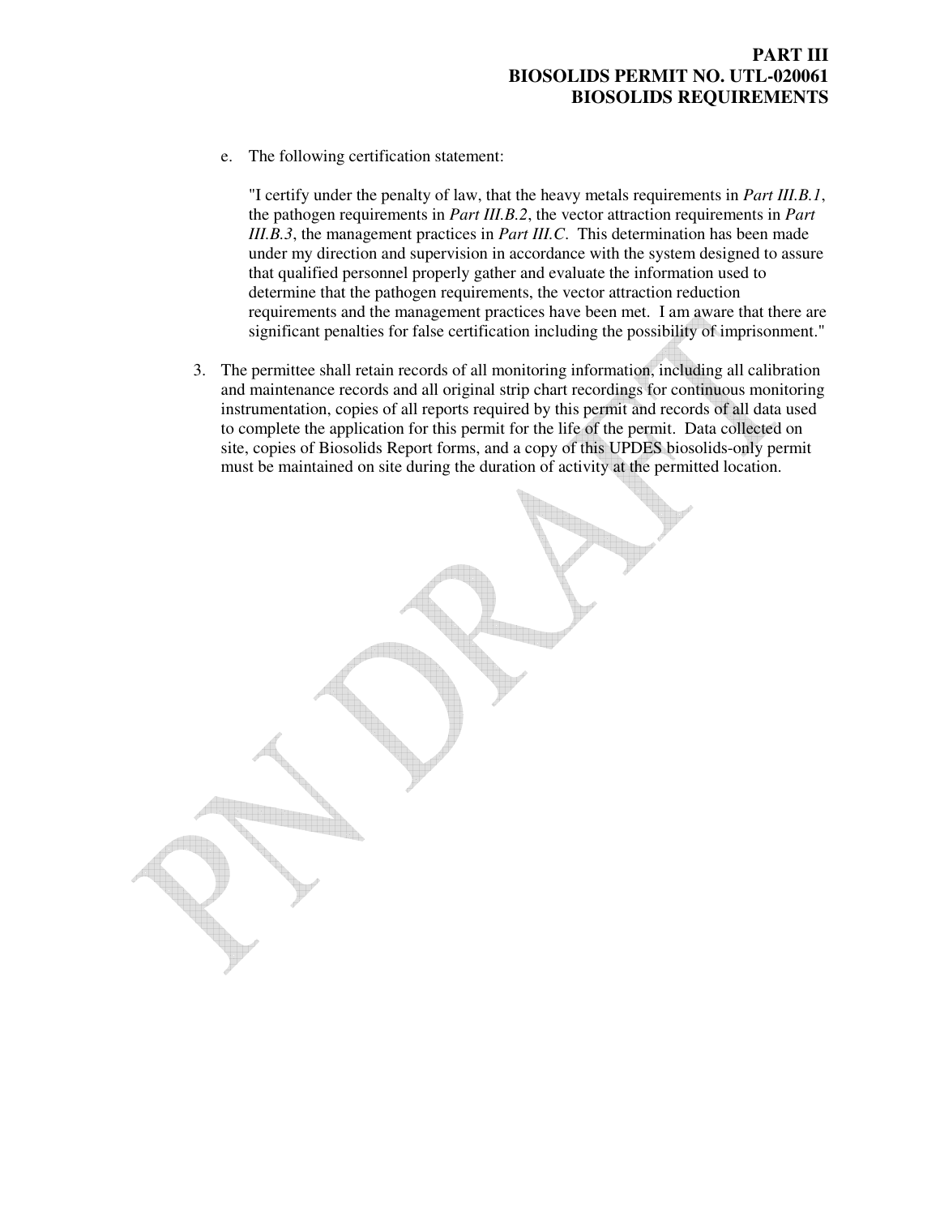e. The following certification statement:

"I certify under the penalty of law, that the heavy metals requirements in *Part III.B.1*, the pathogen requirements in *Part III.B.2*, the vector attraction requirements in *Part III.B.3*, the management practices in *Part III.C*. This determination has been made under my direction and supervision in accordance with the system designed to assure that qualified personnel properly gather and evaluate the information used to determine that the pathogen requirements, the vector attraction reduction requirements and the management practices have been met. I am aware that there are significant penalties for false certification including the possibility of imprisonment."

3. The permittee shall retain records of all monitoring information, including all calibration and maintenance records and all original strip chart recordings for continuous monitoring instrumentation, copies of all reports required by this permit and records of all data used to complete the application for this permit for the life of the permit. Data collected on site, copies of Biosolids Report forms, and a copy of this UPDES biosolids-only permit must be maintained on site during the duration of activity at the permitted location.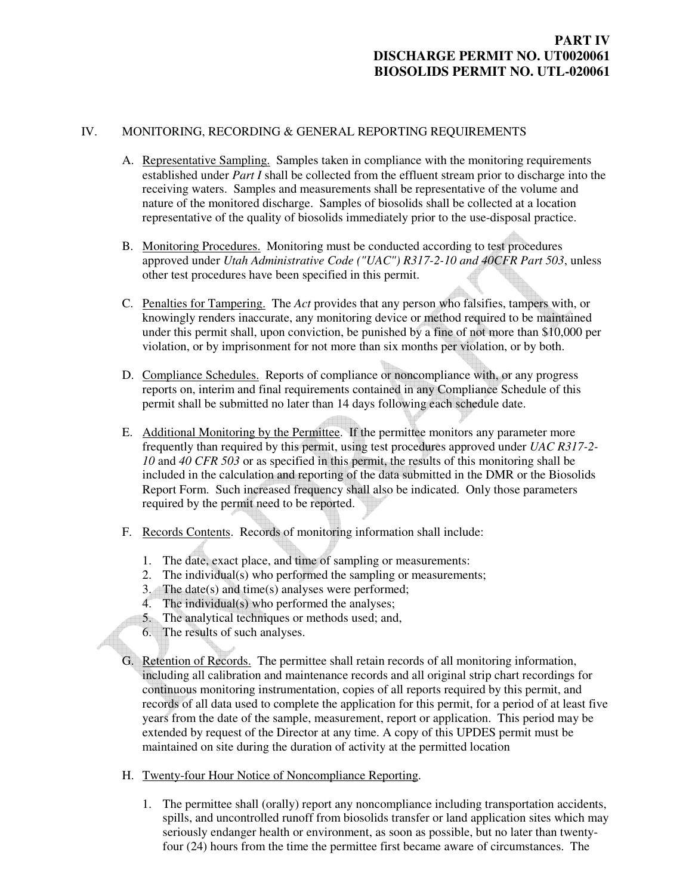# PART IV
# DISCHARGE PERMIT NO. UT0020061
# BIOSOLIDS PERMIT NO. UTL-020061

## IV. MONITORING, RECORDING & GENERAL REPORTING REQUIREMENTS

A. Representative Sampling. Samples taken in compliance with the monitoring requirements established under *Part I* shall be collected from the effluent stream prior to discharge into the receiving waters. Samples and measurements shall be representative of the volume and nature of the monitored discharge. Samples of biosolids shall be collected at a location representative of the quality of biosolids immediately prior to the use-disposal practice.

B. Monitoring Procedures. Monitoring must be conducted according to test procedures approved under *Utah Administrative Code ("UAC") R317-2-10 and 40CFR Part 503*, unless other test procedures have been specified in this permit.

C. Penalties for Tampering. The *Act* provides that any person who falsifies, tampers with, or knowingly renders inaccurate, any monitoring device or method required to be maintained under this permit shall, upon conviction, be punished by a fine of not more than $10,000 per violation, or by imprisonment for not more than six months per violation, or by both.

D. Compliance Schedules. Reports of compliance or noncompliance with, or any progress reports on, interim and final requirements contained in any Compliance Schedule of this permit shall be submitted no later than 14 days following each schedule date.

E. Additional Monitoring by the Permittee. If the permittee monitors any parameter more frequently than required by this permit, using test procedures approved under *UAC R317-2-10* and *40 CFR 503* or as specified in this permit, the results of this monitoring shall be included in the calculation and reporting of the data submitted in the DMR or the Biosolids Report Form. Such increased frequency shall also be indicated. Only those parameters required by the permit need to be reported.

F. Records Contents. Records of monitoring information shall include:

1. The date, exact place, and time of sampling or measurements:
2. The individual(s) who performed the sampling or measurements;
3. The date(s) and time(s) analyses were performed;
4. The individual(s) who performed the analyses;
5. The analytical techniques or methods used; and,
6. The results of such analyses.

G. Retention of Records. The permittee shall retain records of all monitoring information, including all calibration and maintenance records and all original strip chart recordings for continuous monitoring instrumentation, copies of all reports required by this permit, and records of all data used to complete the application for this permit, for a period of at least five years from the date of the sample, measurement, report or application. This period may be extended by request of the Director at any time. A copy of this UPDES permit must be maintained on site during the duration of activity at the permitted location

H. Twenty-four Hour Notice of Noncompliance Reporting.

1. The permittee shall (orally) report any noncompliance including transportation accidents, spills, and uncontrolled runoff from biosolids transfer or land application sites which may seriously endanger health or environment, as soon as possible, but no later than twenty-four (24) hours from the time the permittee first became aware of circumstances. The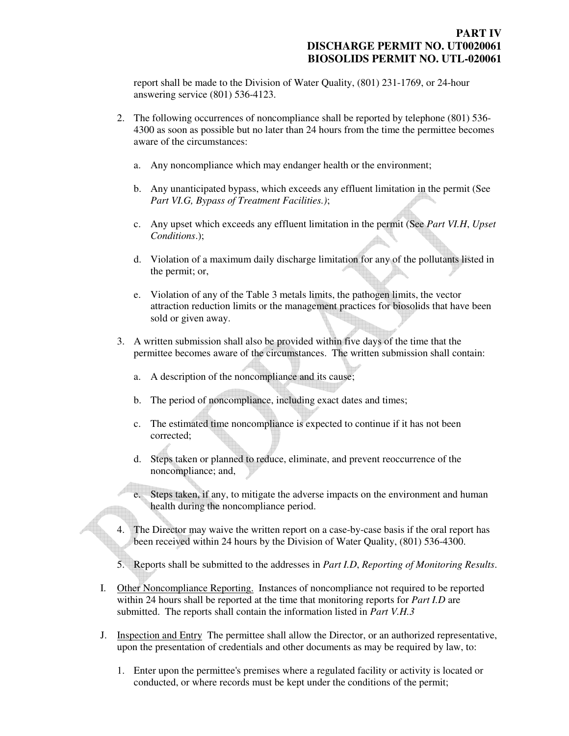report shall be made to the Division of Water Quality, (801) 231-1769, or 24-hour answering service (801) 536-4123.

2. The following occurrences of noncompliance shall be reported by telephone (801) 536-4300 as soon as possible but no later than 24 hours from the time the permittee becomes aware of the circumstances:

   a. Any noncompliance which may endanger health or the environment;

   b. Any unanticipated bypass, which exceeds any effluent limitation in the permit (See *Part VI.G, Bypass of Treatment Facilities.)*;

   c. Any upset which exceeds any effluent limitation in the permit (See *Part VI.H*, *Upset Conditions*.);

   d. Violation of a maximum daily discharge limitation for any of the pollutants listed in the permit; or,

   e. Violation of any of the Table 3 metals limits, the pathogen limits, the vector attraction reduction limits or the management practices for biosolids that have been sold or given away.

3. A written submission shall also be provided within five days of the time that the permittee becomes aware of the circumstances. The written submission shall contain:

   a. A description of the noncompliance and its cause;

   b. The period of noncompliance, including exact dates and times;

   c. The estimated time noncompliance is expected to continue if it has not been corrected;

   d. Steps taken or planned to reduce, eliminate, and prevent reoccurrence of the noncompliance; and,

   e. Steps taken, if any, to mitigate the adverse impacts on the environment and human health during the noncompliance period.

4. The Director may waive the written report on a case-by-case basis if the oral report has been received within 24 hours by the Division of Water Quality, (801) 536-4300.

5. Reports shall be submitted to the addresses in *Part I.D*, *Reporting of Monitoring Results*.

I. Other Noncompliance Reporting. Instances of noncompliance not required to be reported within 24 hours shall be reported at the time that monitoring reports for *Part I.D* are submitted. The reports shall contain the information listed in *Part V.H.3*

J. Inspection and Entry The permittee shall allow the Director, or an authorized representative, upon the presentation of credentials and other documents as may be required by law, to:

   1. Enter upon the permittee's premises where a regulated facility or activity is located or conducted, or where records must be kept under the conditions of the permit;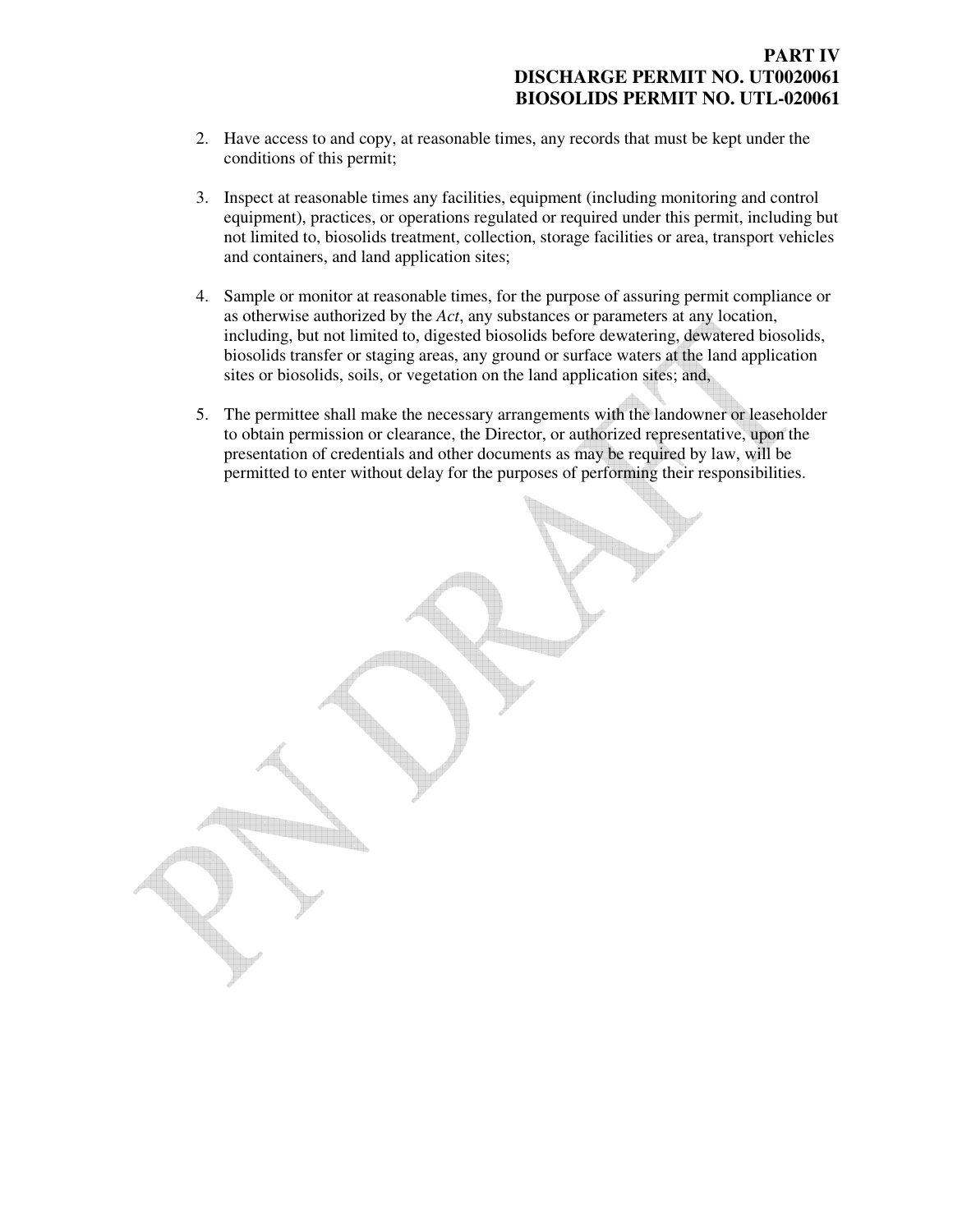2. Have access to and copy, at reasonable times, any records that must be kept under the conditions of this permit;

3. Inspect at reasonable times any facilities, equipment (including monitoring and control equipment), practices, or operations regulated or required under this permit, including but not limited to, biosolids treatment, collection, storage facilities or area, transport vehicles and containers, and land application sites;

4. Sample or monitor at reasonable times, for the purpose of assuring permit compliance or as otherwise authorized by the *Act*, any substances or parameters at any location, including, but not limited to, digested biosolids before dewatering, dewatered biosolids, biosolids transfer or staging areas, any ground or surface waters at the land application sites or biosolids, soils, or vegetation on the land application sites; and,

5. The permittee shall make the necessary arrangements with the landowner or leaseholder to obtain permission or clearance, the Director, or authorized representative, upon the presentation of credentials and other documents as may be required by law, will be permitted to enter without delay for the purposes of performing their responsibilities.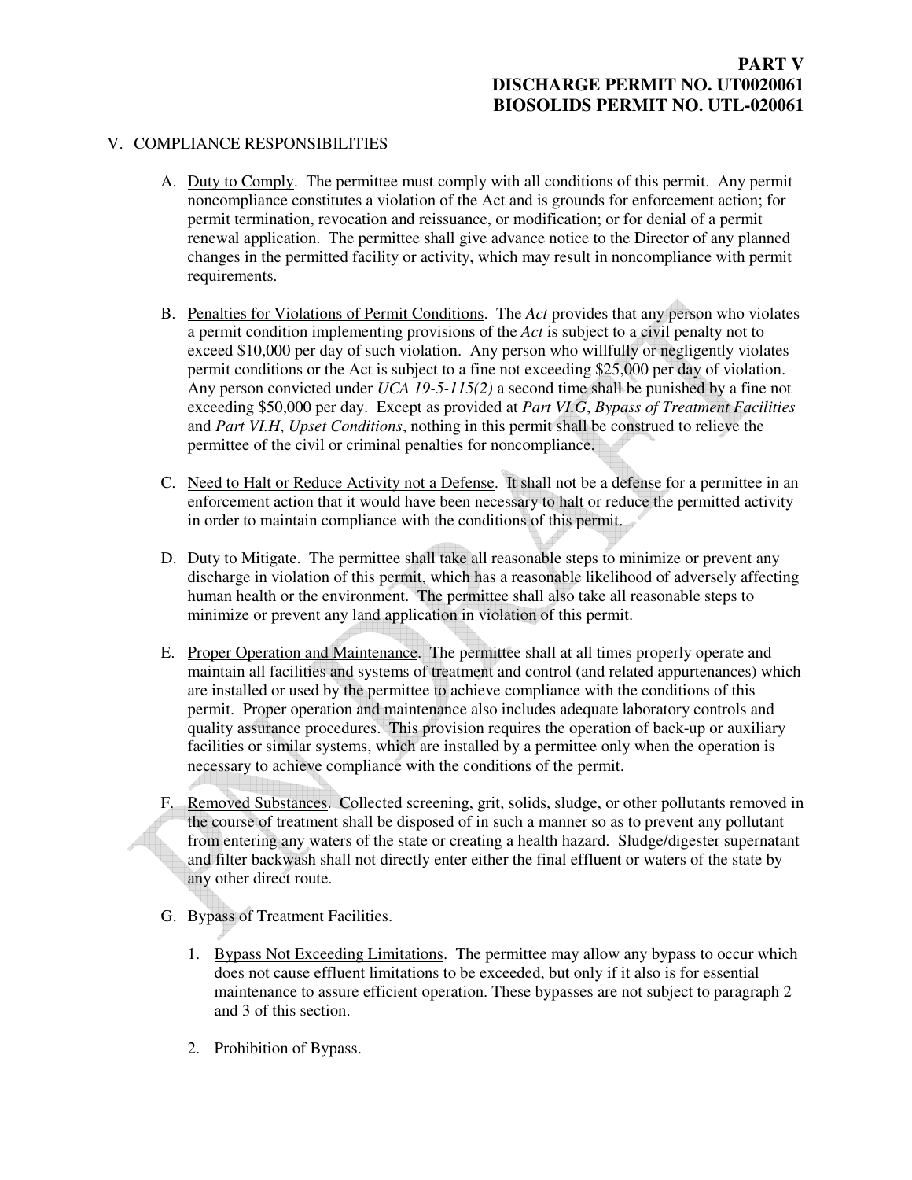**PART V**
**DISCHARGE PERMIT NO. UT0020061**
**BIOSOLIDS PERMIT NO. UTL-020061**

V. COMPLIANCE RESPONSIBILITIES

A. Duty to Comply. The permittee must comply with all conditions of this permit. Any permit noncompliance constitutes a violation of the Act and is grounds for enforcement action; for permit termination, revocation and reissuance, or modification; or for denial of a permit renewal application. The permittee shall give advance notice to the Director of any planned changes in the permitted facility or activity, which may result in noncompliance with permit requirements.

B. Penalties for Violations of Permit Conditions. The *Act* provides that any person who violates a permit condition implementing provisions of the *Act* is subject to a civil penalty not to exceed $10,000 per day of such violation. Any person who willfully or negligently violates permit conditions or the Act is subject to a fine not exceeding $25,000 per day of violation. Any person convicted under *UCA 19-5-115(2)* a second time shall be punished by a fine not exceeding $50,000 per day. Except as provided at *Part VI.G*, *Bypass of Treatment Facilities* and *Part VI.H*, *Upset Conditions*, nothing in this permit shall be construed to relieve the permittee of the civil or criminal penalties for noncompliance.

C. Need to Halt or Reduce Activity not a Defense. It shall not be a defense for a permittee in an enforcement action that it would have been necessary to halt or reduce the permitted activity in order to maintain compliance with the conditions of this permit.

D. Duty to Mitigate. The permittee shall take all reasonable steps to minimize or prevent any discharge in violation of this permit, which has a reasonable likelihood of adversely affecting human health or the environment. The permittee shall also take all reasonable steps to minimize or prevent any land application in violation of this permit.

E. Proper Operation and Maintenance. The permittee shall at all times properly operate and maintain all facilities and systems of treatment and control (and related appurtenances) which are installed or used by the permittee to achieve compliance with the conditions of this permit. Proper operation and maintenance also includes adequate laboratory controls and quality assurance procedures. This provision requires the operation of back-up or auxiliary facilities or similar systems, which are installed by a permittee only when the operation is necessary to achieve compliance with the conditions of the permit.

F. Removed Substances. Collected screening, grit, solids, sludge, or other pollutants removed in the course of treatment shall be disposed of in such a manner so as to prevent any pollutant from entering any waters of the state or creating a health hazard. Sludge/digester supernatant and filter backwash shall not directly enter either the final effluent or waters of the state by any other direct route.

G. Bypass of Treatment Facilities.

1. Bypass Not Exceeding Limitations. The permittee may allow any bypass to occur which does not cause effluent limitations to be exceeded, but only if it also is for essential maintenance to assure efficient operation. These bypasses are not subject to paragraph 2 and 3 of this section.

2. Prohibition of Bypass.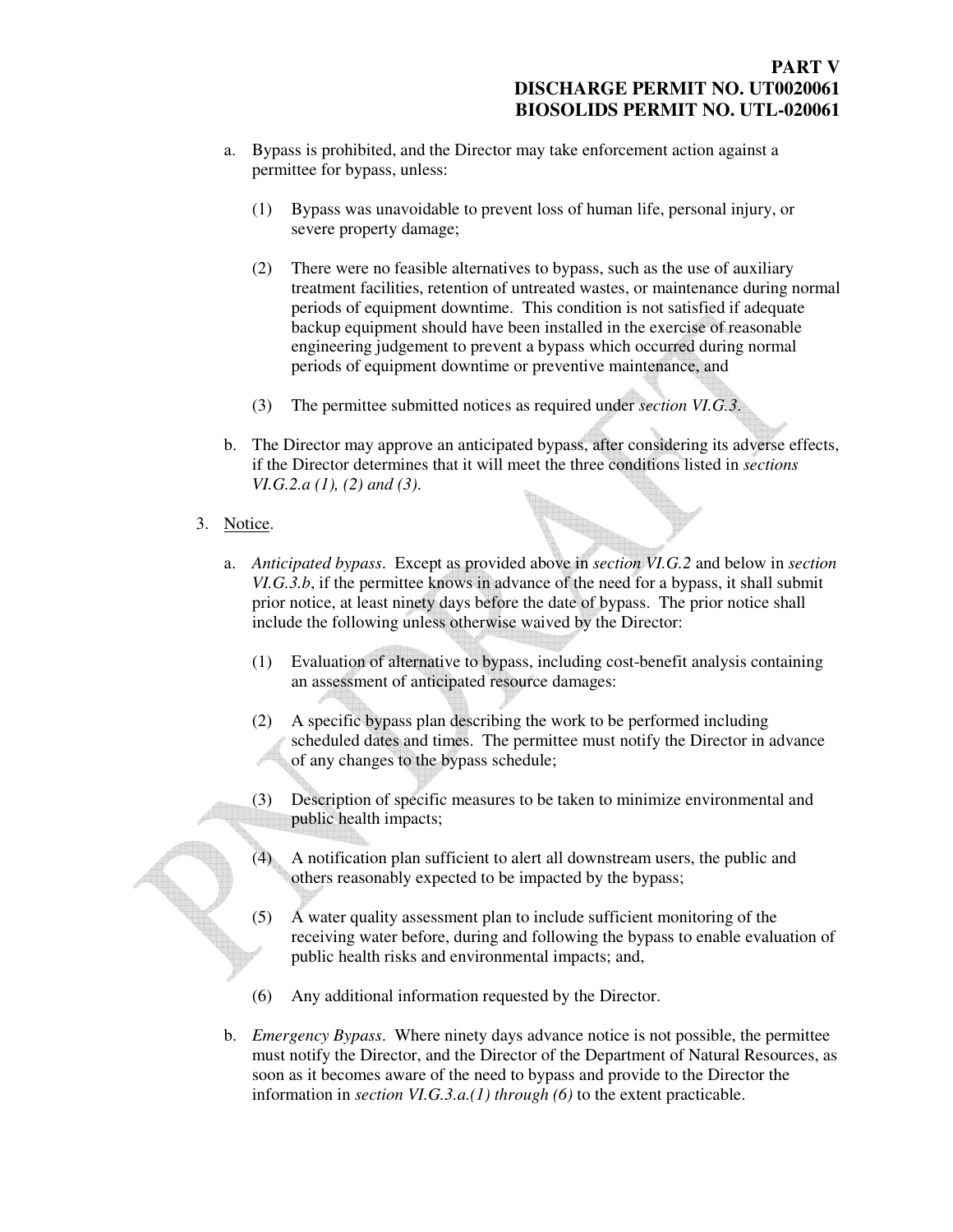a. Bypass is prohibited, and the Director may take enforcement action against a permittee for bypass, unless:

   (1) Bypass was unavoidable to prevent loss of human life, personal injury, or severe property damage;

   (2) There were no feasible alternatives to bypass, such as the use of auxiliary treatment facilities, retention of untreated wastes, or maintenance during normal periods of equipment downtime. This condition is not satisfied if adequate backup equipment should have been installed in the exercise of reasonable engineering judgement to prevent a bypass which occurred during normal periods of equipment downtime or preventive maintenance, and

   (3) The permittee submitted notices as required under *section VI.G.3*.

b. The Director may approve an anticipated bypass, after considering its adverse effects, if the Director determines that it will meet the three conditions listed in *sections VI.G.2.a (1), (2) and (3)*.

3. Notice.

a. *Anticipated bypass*. Except as provided above in *section VI.G.2* and below in *section VI.G.3.b*, if the permittee knows in advance of the need for a bypass, it shall submit prior notice, at least ninety days before the date of bypass. The prior notice shall include the following unless otherwise waived by the Director:

   (1) Evaluation of alternative to bypass, including cost-benefit analysis containing an assessment of anticipated resource damages:

   (2) A specific bypass plan describing the work to be performed including scheduled dates and times. The permittee must notify the Director in advance of any changes to the bypass schedule;

   (3) Description of specific measures to be taken to minimize environmental and public health impacts;

   (4) A notification plan sufficient to alert all downstream users, the public and others reasonably expected to be impacted by the bypass;

   (5) A water quality assessment plan to include sufficient monitoring of the receiving water before, during and following the bypass to enable evaluation of public health risks and environmental impacts; and,

   (6) Any additional information requested by the Director.

b. *Emergency Bypass*. Where ninety days advance notice is not possible, the permittee must notify the Director, and the Director of the Department of Natural Resources, as soon as it becomes aware of the need to bypass and provide to the Director the information in *section VI.G.3.a.(1) through (6)* to the extent practicable.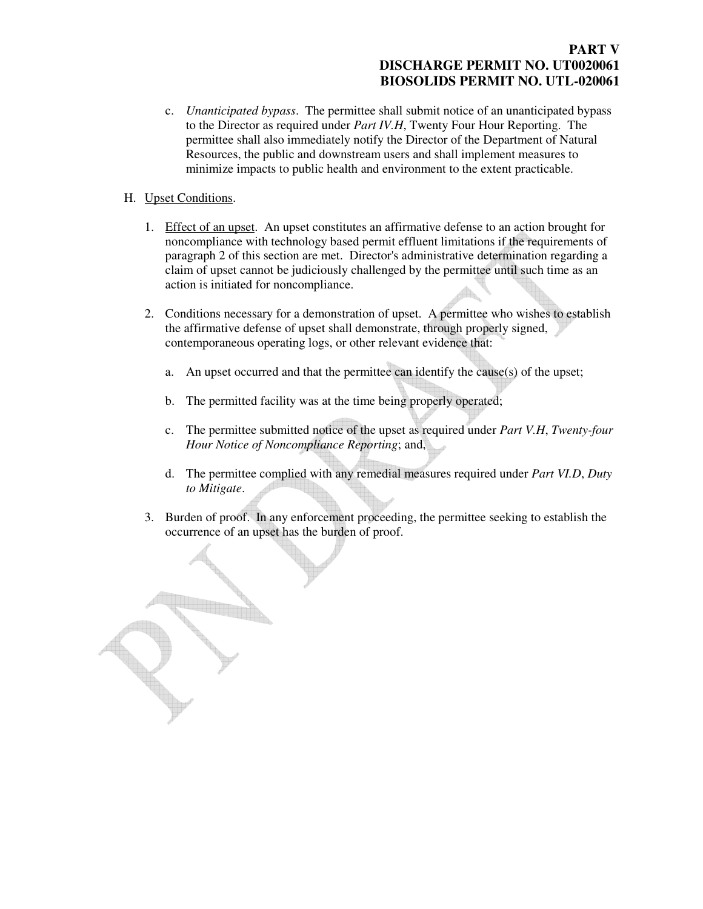c. *Unanticipated bypass*. The permittee shall submit notice of an unanticipated bypass to the Director as required under *Part IV.H*, Twenty Four Hour Reporting. The permittee shall also immediately notify the Director of the Department of Natural Resources, the public and downstream users and shall implement measures to minimize impacts to public health and environment to the extent practicable.

H. Upset Conditions.

1. Effect of an upset. An upset constitutes an affirmative defense to an action brought for noncompliance with technology based permit effluent limitations if the requirements of paragraph 2 of this section are met. Director's administrative determination regarding a claim of upset cannot be judiciously challenged by the permittee until such time as an action is initiated for noncompliance.

2. Conditions necessary for a demonstration of upset. A permittee who wishes to establish the affirmative defense of upset shall demonstrate, through properly signed, contemporaneous operating logs, or other relevant evidence that:

   a. An upset occurred and that the permittee can identify the cause(s) of the upset;

   b. The permitted facility was at the time being properly operated;

   c. The permittee submitted notice of the upset as required under *Part V.H*, *Twenty-four Hour Notice of Noncompliance Reporting*; and,

   d. The permittee complied with any remedial measures required under *Part VI.D*, *Duty to Mitigate*.

3. Burden of proof. In any enforcement proceeding, the permittee seeking to establish the occurrence of an upset has the burden of proof.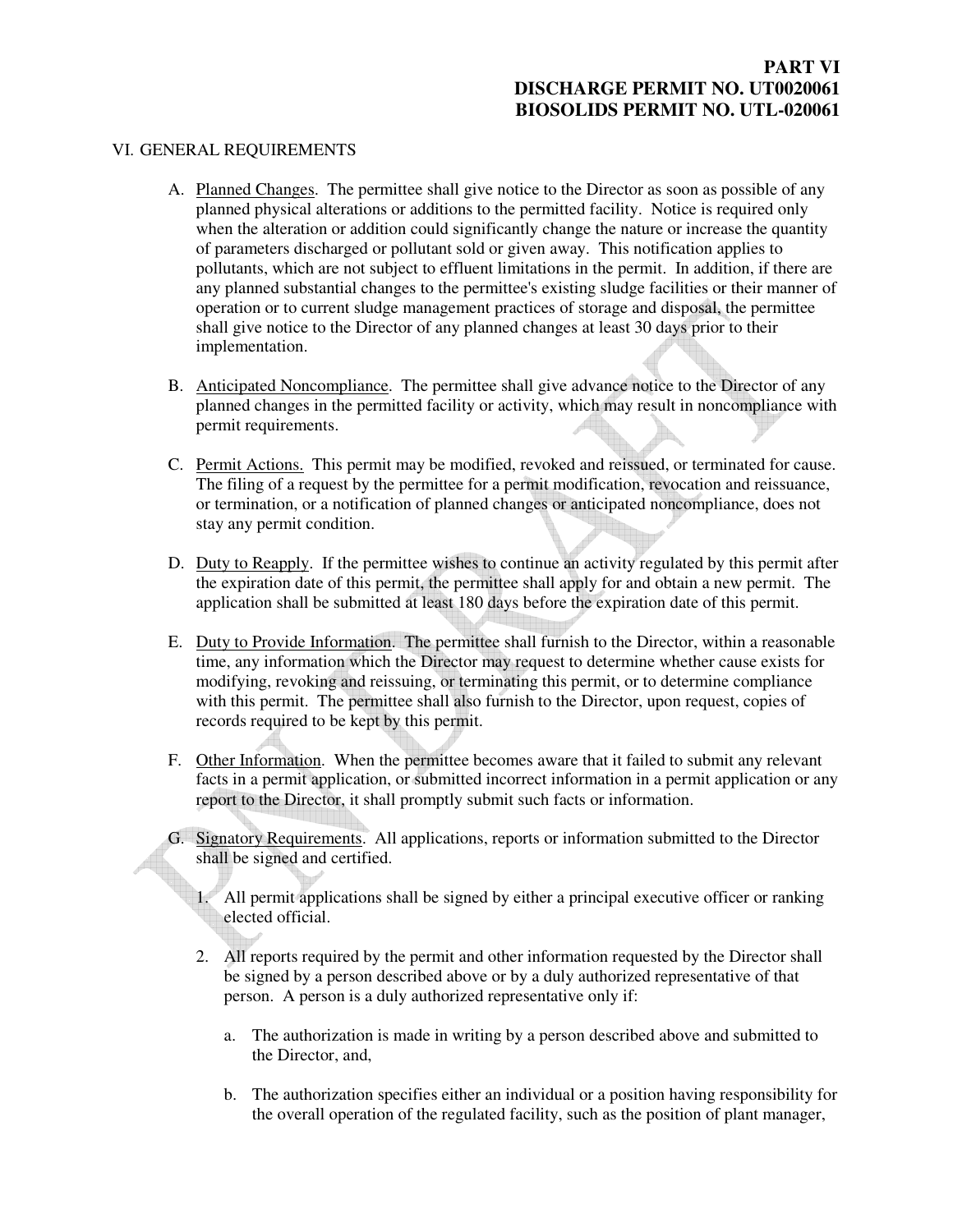## VI. GENERAL REQUIREMENTS

A. Planned Changes. The permittee shall give notice to the Director as soon as possible of any planned physical alterations or additions to the permitted facility. Notice is required only when the alteration or addition could significantly change the nature or increase the quantity of parameters discharged or pollutant sold or given away. This notification applies to pollutants, which are not subject to effluent limitations in the permit. In addition, if there are any planned substantial changes to the permittee's existing sludge facilities or their manner of operation or to current sludge management practices of storage and disposal, the permittee shall give notice to the Director of any planned changes at least 30 days prior to their implementation.

B. Anticipated Noncompliance. The permittee shall give advance notice to the Director of any planned changes in the permitted facility or activity, which may result in noncompliance with permit requirements.

C. Permit Actions. This permit may be modified, revoked and reissued, or terminated for cause. The filing of a request by the permittee for a permit modification, revocation and reissuance, or termination, or a notification of planned changes or anticipated noncompliance, does not stay any permit condition.

D. Duty to Reapply. If the permittee wishes to continue an activity regulated by this permit after the expiration date of this permit, the permittee shall apply for and obtain a new permit. The application shall be submitted at least 180 days before the expiration date of this permit.

E. Duty to Provide Information. The permittee shall furnish to the Director, within a reasonable time, any information which the Director may request to determine whether cause exists for modifying, revoking and reissuing, or terminating this permit, or to determine compliance with this permit. The permittee shall also furnish to the Director, upon request, copies of records required to be kept by this permit.

F. Other Information. When the permittee becomes aware that it failed to submit any relevant facts in a permit application, or submitted incorrect information in a permit application or any report to the Director, it shall promptly submit such facts or information.

G. Signatory Requirements. All applications, reports or information submitted to the Director shall be signed and certified.

1. All permit applications shall be signed by either a principal executive officer or ranking elected official.

2. All reports required by the permit and other information requested by the Director shall be signed by a person described above or by a duly authorized representative of that person. A person is a duly authorized representative only if:

   a. The authorization is made in writing by a person described above and submitted to the Director, and,

   b. The authorization specifies either an individual or a position having responsibility for the overall operation of the regulated facility, such as the position of plant manager,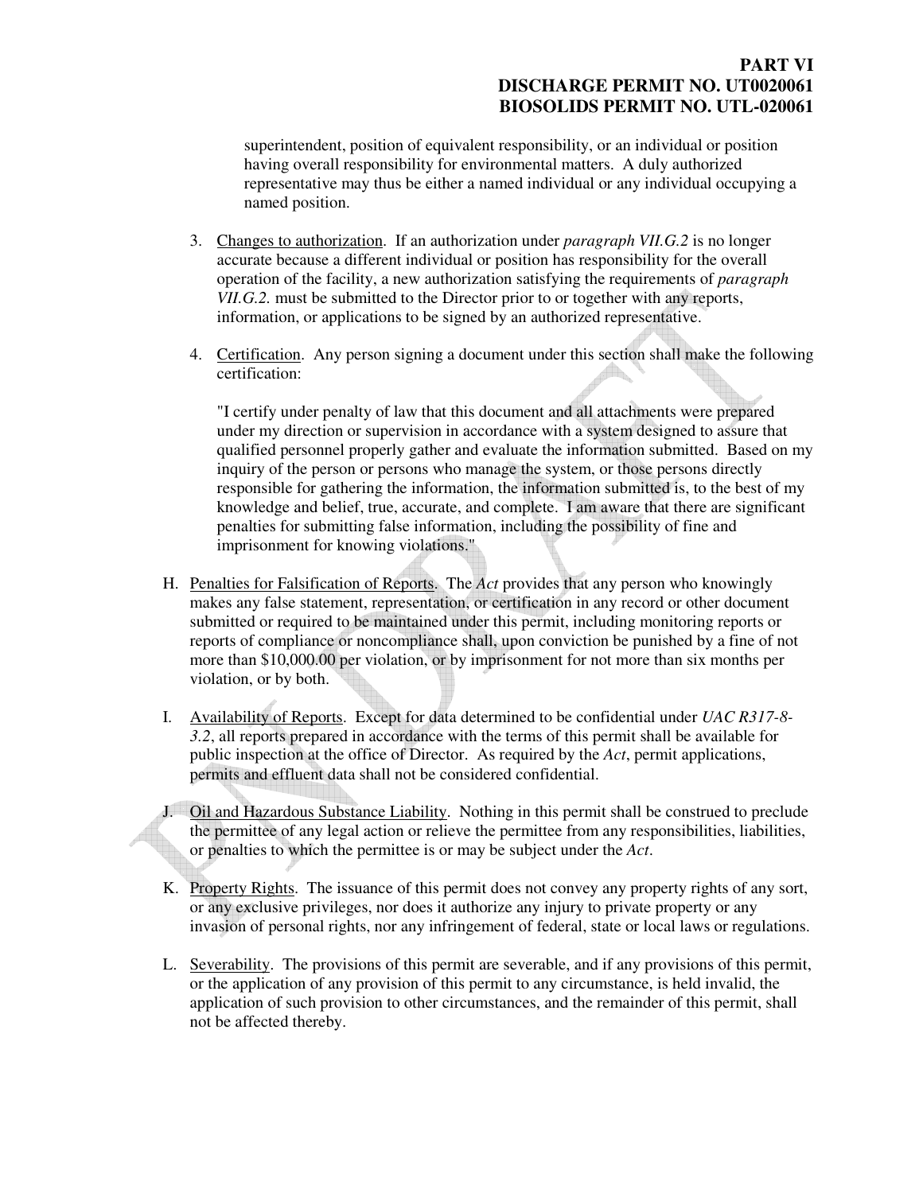superintendent, position of equivalent responsibility, or an individual or position having overall responsibility for environmental matters. A duly authorized representative may thus be either a named individual or any individual occupying a named position.

3. Changes to authorization. If an authorization under *paragraph VII.G.2* is no longer accurate because a different individual or position has responsibility for the overall operation of the facility, a new authorization satisfying the requirements of *paragraph VII.G.2.* must be submitted to the Director prior to or together with any reports, information, or applications to be signed by an authorized representative.

4. Certification. Any person signing a document under this section shall make the following certification:

   "I certify under penalty of law that this document and all attachments were prepared under my direction or supervision in accordance with a system designed to assure that qualified personnel properly gather and evaluate the information submitted. Based on my inquiry of the person or persons who manage the system, or those persons directly responsible for gathering the information, the information submitted is, to the best of my knowledge and belief, true, accurate, and complete. I am aware that there are significant penalties for submitting false information, including the possibility of fine and imprisonment for knowing violations."

H. Penalties for Falsification of Reports. The *Act* provides that any person who knowingly makes any false statement, representation, or certification in any record or other document submitted or required to be maintained under this permit, including monitoring reports or reports of compliance or noncompliance shall, upon conviction be punished by a fine of not more than $10,000.00 per violation, or by imprisonment for not more than six months per violation, or by both.

I. Availability of Reports. Except for data determined to be confidential under *UAC R317-8-3.2*, all reports prepared in accordance with the terms of this permit shall be available for public inspection at the office of Director. As required by the *Act*, permit applications, permits and effluent data shall not be considered confidential.

J. Oil and Hazardous Substance Liability. Nothing in this permit shall be construed to preclude the permittee of any legal action or relieve the permittee from any responsibilities, liabilities, or penalties to which the permittee is or may be subject under the *Act*.

K. Property Rights. The issuance of this permit does not convey any property rights of any sort, or any exclusive privileges, nor does it authorize any injury to private property or any invasion of personal rights, nor any infringement of federal, state or local laws or regulations.

L. Severability. The provisions of this permit are severable, and if any provisions of this permit, or the application of any provision of this permit to any circumstance, is held invalid, the application of such provision to other circumstances, and the remainder of this permit, shall not be affected thereby.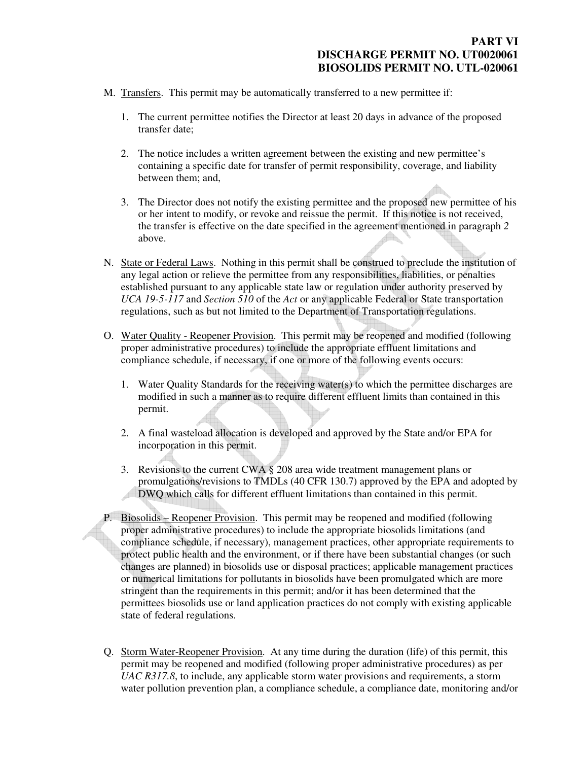M. Transfers. This permit may be automatically transferred to a new permittee if:

1. The current permittee notifies the Director at least 20 days in advance of the proposed transfer date;

2. The notice includes a written agreement between the existing and new permittee's containing a specific date for transfer of permit responsibility, coverage, and liability between them; and,

3. The Director does not notify the existing permittee and the proposed new permittee of his or her intent to modify, or revoke and reissue the permit. If this notice is not received, the transfer is effective on the date specified in the agreement mentioned in paragraph *2* above.

N. State or Federal Laws. Nothing in this permit shall be construed to preclude the institution of any legal action or relieve the permittee from any responsibilities, liabilities, or penalties established pursuant to any applicable state law or regulation under authority preserved by *UCA 19-5-117* and *Section 510* of the *Act* or any applicable Federal or State transportation regulations, such as but not limited to the Department of Transportation regulations.

O. Water Quality - Reopener Provision. This permit may be reopened and modified (following proper administrative procedures) to include the appropriate effluent limitations and compliance schedule, if necessary, if one or more of the following events occurs:

1. Water Quality Standards for the receiving water(s) to which the permittee discharges are modified in such a manner as to require different effluent limits than contained in this permit.

2. A final wasteload allocation is developed and approved by the State and/or EPA for incorporation in this permit.

3. Revisions to the current CWA § 208 area wide treatment management plans or promulgations/revisions to TMDLs (40 CFR 130.7) approved by the EPA and adopted by DWQ which calls for different effluent limitations than contained in this permit.

P. Biosolids – Reopener Provision. This permit may be reopened and modified (following proper administrative procedures) to include the appropriate biosolids limitations (and compliance schedule, if necessary), management practices, other appropriate requirements to protect public health and the environment, or if there have been substantial changes (or such changes are planned) in biosolids use or disposal practices; applicable management practices or numerical limitations for pollutants in biosolids have been promulgated which are more stringent than the requirements in this permit; and/or it has been determined that the permittees biosolids use or land application practices do not comply with existing applicable state of federal regulations.

Q. Storm Water-Reopener Provision. At any time during the duration (life) of this permit, this permit may be reopened and modified (following proper administrative procedures) as per *UAC R317.8*, to include, any applicable storm water provisions and requirements, a storm water pollution prevention plan, a compliance schedule, a compliance date, monitoring and/or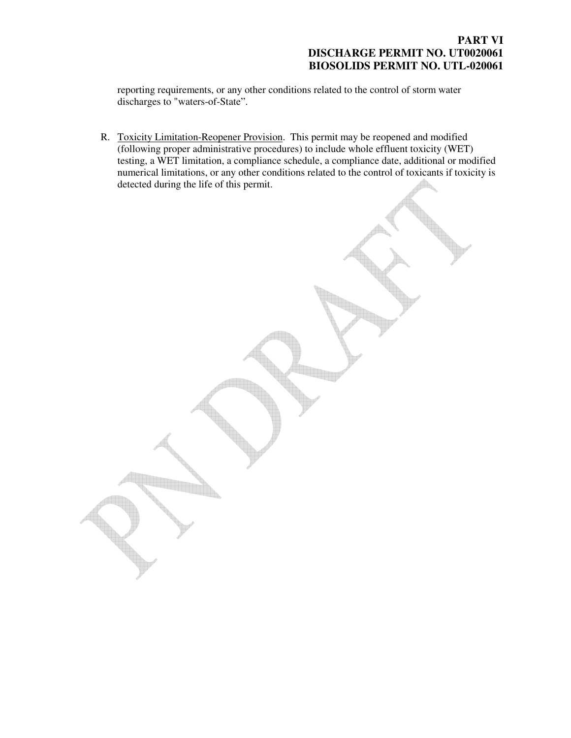reporting requirements, or any other conditions related to the control of storm water discharges to "waters-of-State".

R. Toxicity Limitation-Reopener Provision. This permit may be reopened and modified (following proper administrative procedures) to include whole effluent toxicity (WET) testing, a WET limitation, a compliance schedule, a compliance date, additional or modified numerical limitations, or any other conditions related to the control of toxicants if toxicity is detected during the life of this permit.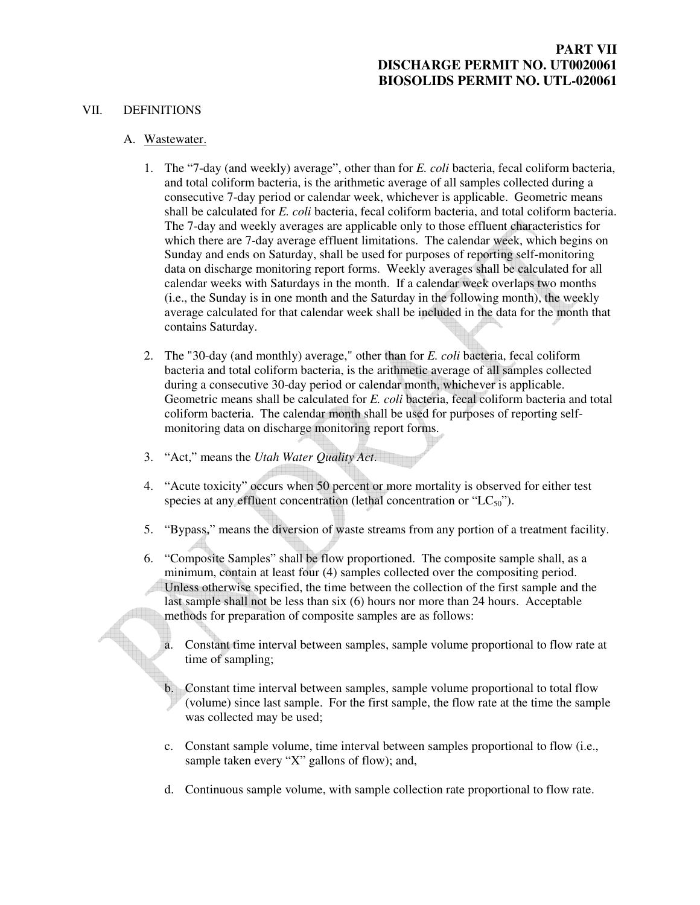**PART VII**
**DISCHARGE PERMIT NO. UT0020061**
**BIOSOLIDS PERMIT NO. UTL-020061**

VII. DEFINITIONS

A. Wastewater.

1. The "7-day (and weekly) average", other than for *E. coli* bacteria, fecal coliform bacteria, and total coliform bacteria, is the arithmetic average of all samples collected during a consecutive 7-day period or calendar week, whichever is applicable. Geometric means shall be calculated for *E. coli* bacteria, fecal coliform bacteria, and total coliform bacteria. The 7-day and weekly averages are applicable only to those effluent characteristics for which there are 7-day average effluent limitations. The calendar week, which begins on Sunday and ends on Saturday, shall be used for purposes of reporting self-monitoring data on discharge monitoring report forms. Weekly averages shall be calculated for all calendar weeks with Saturdays in the month. If a calendar week overlaps two months (i.e., the Sunday is in one month and the Saturday in the following month), the weekly average calculated for that calendar week shall be included in the data for the month that contains Saturday.

2. The "30-day (and monthly) average," other than for *E. coli* bacteria, fecal coliform bacteria and total coliform bacteria, is the arithmetic average of all samples collected during a consecutive 30-day period or calendar month, whichever is applicable. Geometric means shall be calculated for *E. coli* bacteria, fecal coliform bacteria and total coliform bacteria. The calendar month shall be used for purposes of reporting self-monitoring data on discharge monitoring report forms.

3. "Act," means the *Utah Water Quality Act*.

4. "Acute toxicity" occurs when 50 percent or more mortality is observed for either test species at any effluent concentration (lethal concentration or "$LC_{50}$").

5. "Bypass," means the diversion of waste streams from any portion of a treatment facility.

6. "Composite Samples" shall be flow proportioned. The composite sample shall, as a minimum, contain at least four (4) samples collected over the compositing period. Unless otherwise specified, the time between the collection of the first sample and the last sample shall not be less than six (6) hours nor more than 24 hours. Acceptable methods for preparation of composite samples are as follows:

   a. Constant time interval between samples, sample volume proportional to flow rate at time of sampling;

   b. Constant time interval between samples, sample volume proportional to total flow (volume) since last sample. For the first sample, the flow rate at the time the sample was collected may be used;

   c. Constant sample volume, time interval between samples proportional to flow (i.e., sample taken every "X" gallons of flow); and,

   d. Continuous sample volume, with sample collection rate proportional to flow rate.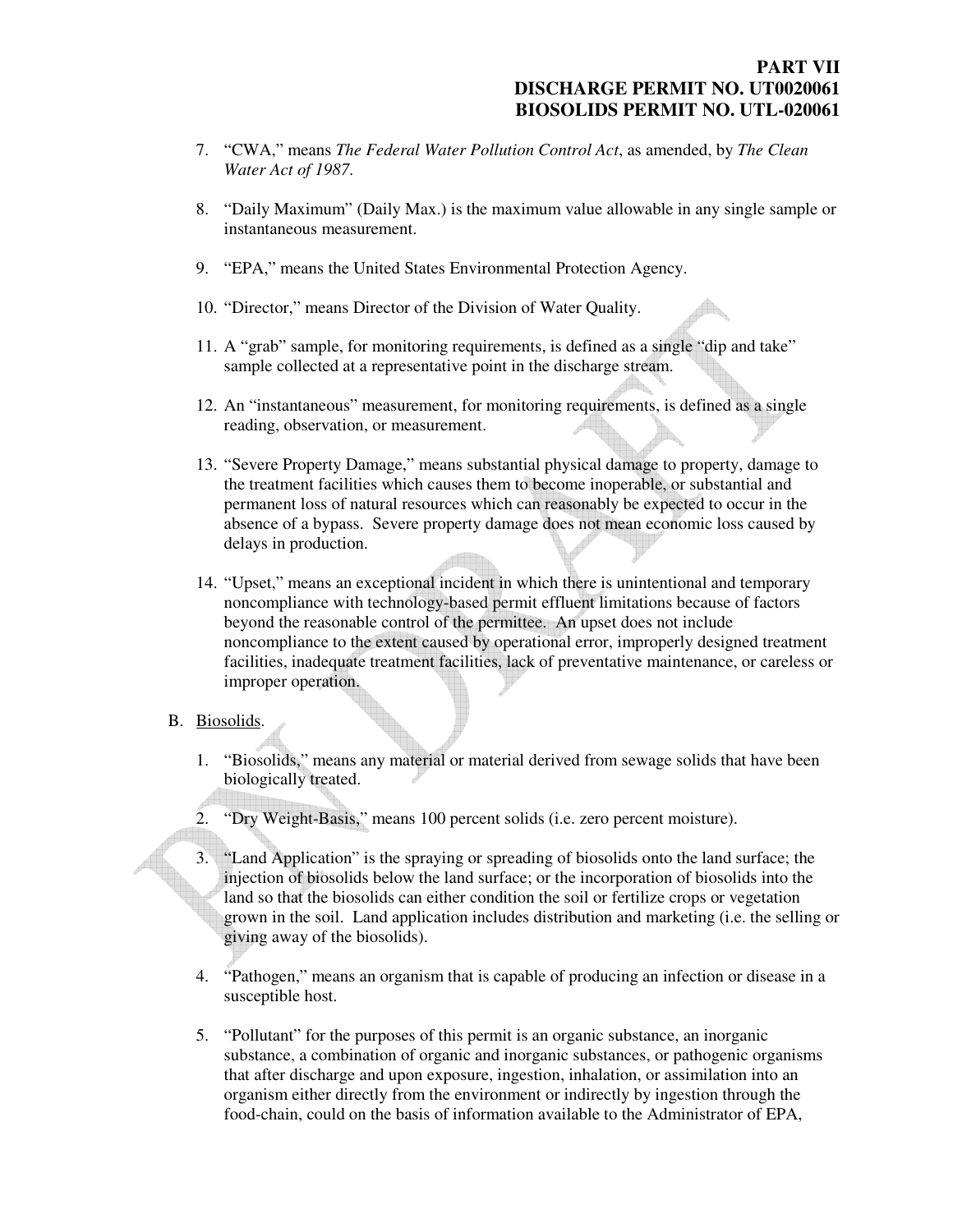7. "CWA," means *The Federal Water Pollution Control Act*, as amended, by *The Clean Water Act of 1987*.

8. "Daily Maximum" (Daily Max.) is the maximum value allowable in any single sample or instantaneous measurement.

9. "EPA," means the United States Environmental Protection Agency.

10. "Director," means Director of the Division of Water Quality.

11. A "grab" sample, for monitoring requirements, is defined as a single "dip and take" sample collected at a representative point in the discharge stream.

12. An "instantaneous" measurement, for monitoring requirements, is defined as a single reading, observation, or measurement.

13. "Severe Property Damage," means substantial physical damage to property, damage to the treatment facilities which causes them to become inoperable, or substantial and permanent loss of natural resources which can reasonably be expected to occur in the absence of a bypass. Severe property damage does not mean economic loss caused by delays in production.

14. "Upset," means an exceptional incident in which there is unintentional and temporary noncompliance with technology-based permit effluent limitations because of factors beyond the reasonable control of the permittee. An upset does not include noncompliance to the extent caused by operational error, improperly designed treatment facilities, inadequate treatment facilities, lack of preventative maintenance, or careless or improper operation.

B. Biosolids.

1. "Biosolids," means any material or material derived from sewage solids that have been biologically treated.

2. "Dry Weight-Basis," means 100 percent solids (i.e. zero percent moisture).

3. "Land Application" is the spraying or spreading of biosolids onto the land surface; the injection of biosolids below the land surface; or the incorporation of biosolids into the land so that the biosolids can either condition the soil or fertilize crops or vegetation grown in the soil. Land application includes distribution and marketing (i.e. the selling or giving away of the biosolids).

4. "Pathogen," means an organism that is capable of producing an infection or disease in a susceptible host.

5. "Pollutant" for the purposes of this permit is an organic substance, an inorganic substance, a combination of organic and inorganic substances, or pathogenic organisms that after discharge and upon exposure, ingestion, inhalation, or assimilation into an organism either directly from the environment or indirectly by ingestion through the food-chain, could on the basis of information available to the Administrator of EPA,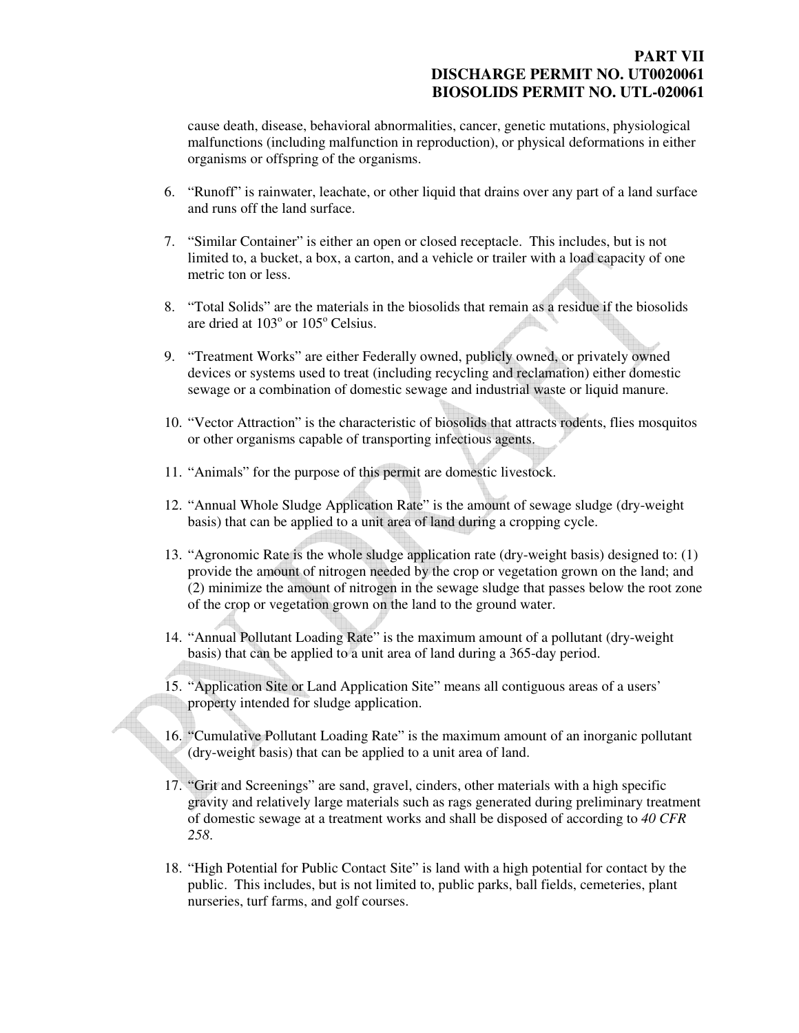cause death, disease, behavioral abnormalities, cancer, genetic mutations, physiological malfunctions (including malfunction in reproduction), or physical deformations in either organisms or offspring of the organisms.

6. “Runoff” is rainwater, leachate, or other liquid that drains over any part of a land surface and runs off the land surface.

7. “Similar Container” is either an open or closed receptacle. This includes, but is not limited to, a bucket, a box, a carton, and a vehicle or trailer with a load capacity of one metric ton or less.

8. “Total Solids” are the materials in the biosolids that remain as a residue if the biosolids are dried at 103$^{o}$ or 105$^{o}$ Celsius.

9. “Treatment Works” are either Federally owned, publicly owned, or privately owned devices or systems used to treat (including recycling and reclamation) either domestic sewage or a combination of domestic sewage and industrial waste or liquid manure.

10. “Vector Attraction” is the characteristic of biosolids that attracts rodents, flies mosquitos or other organisms capable of transporting infectious agents.

11. “Animals” for the purpose of this permit are domestic livestock.

12. “Annual Whole Sludge Application Rate” is the amount of sewage sludge (dry-weight basis) that can be applied to a unit area of land during a cropping cycle.

13. “Agronomic Rate is the whole sludge application rate (dry-weight basis) designed to: (1) provide the amount of nitrogen needed by the crop or vegetation grown on the land; and (2) minimize the amount of nitrogen in the sewage sludge that passes below the root zone of the crop or vegetation grown on the land to the ground water.

14. “Annual Pollutant Loading Rate” is the maximum amount of a pollutant (dry-weight basis) that can be applied to a unit area of land during a 365-day period.

15. “Application Site or Land Application Site” means all contiguous areas of a users' property intended for sludge application.

16. “Cumulative Pollutant Loading Rate” is the maximum amount of an inorganic pollutant (dry-weight basis) that can be applied to a unit area of land.

17. “Grit and Screenings” are sand, gravel, cinders, other materials with a high specific gravity and relatively large materials such as rags generated during preliminary treatment of domestic sewage at a treatment works and shall be disposed of according to *40 CFR 258*.

18. “High Potential for Public Contact Site” is land with a high potential for contact by the public. This includes, but is not limited to, public parks, ball fields, cemeteries, plant nurseries, turf farms, and golf courses.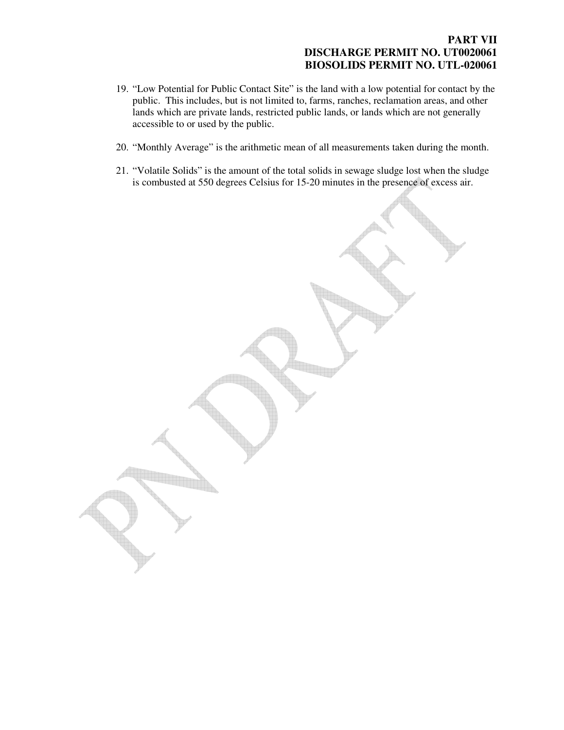19. "Low Potential for Public Contact Site" is the land with a low potential for contact by the public. This includes, but is not limited to, farms, ranches, reclamation areas, and other lands which are private lands, restricted public lands, or lands which are not generally accessible to or used by the public.

20. "Monthly Average" is the arithmetic mean of all measurements taken during the month.

21. "Volatile Solids" is the amount of the total solids in sewage sludge lost when the sludge is combusted at 550 degrees Celsius for 15-20 minutes in the presence of excess air.